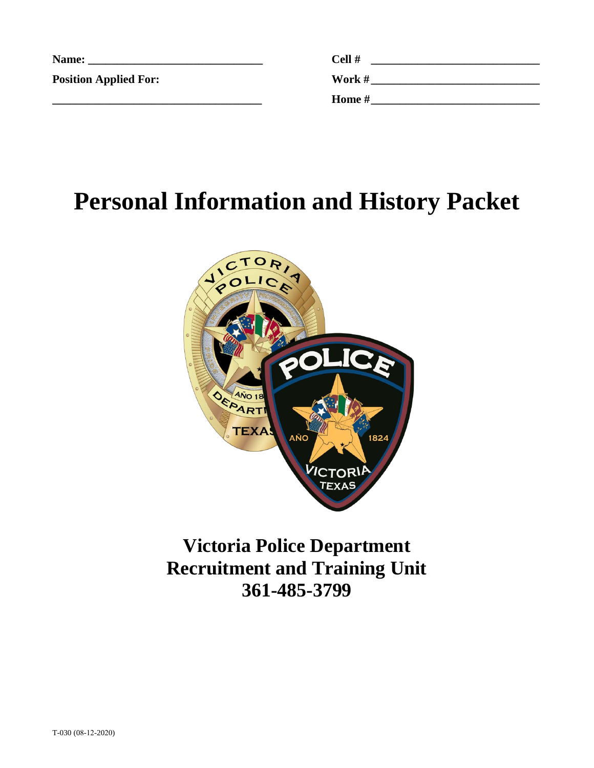**Name:** ______________________________

**Position Applied For:**

______________________________

**Cell #** ______________________________

**Work #** ______________________________

**Home #** ______________________________

# Personal Information and History Packet

## Victoria Police Department
## Recruitment and Training Unit
## 361-485-3799

T-030 (08-12-2020)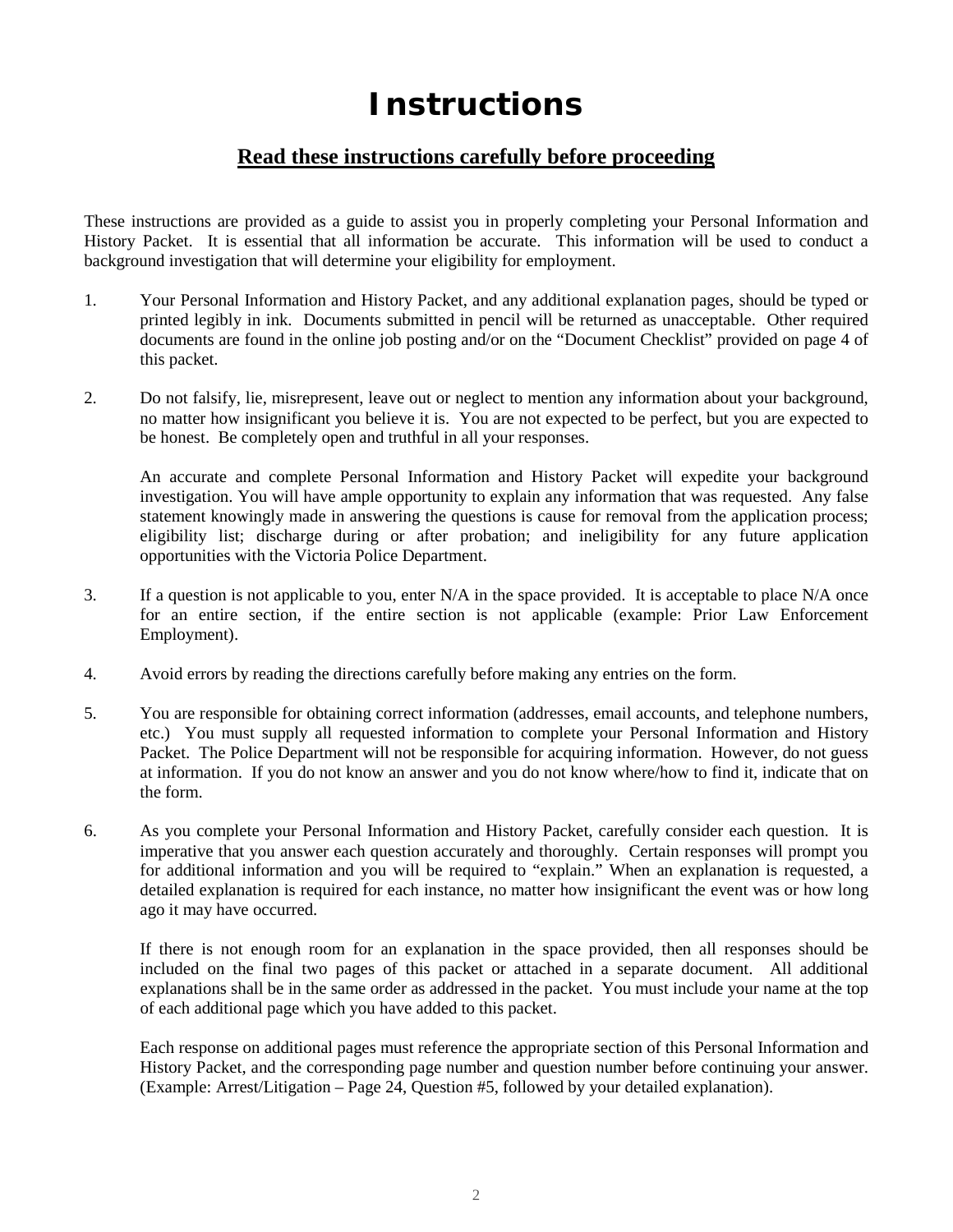# Instructions

## Read these instructions carefully before proceeding

These instructions are provided as a guide to assist you in properly completing your Personal Information and History Packet. It is essential that all information be accurate. This information will be used to conduct a background investigation that will determine your eligibility for employment.

1. Your Personal Information and History Packet, and any additional explanation pages, should be typed or printed legibly in ink. Documents submitted in pencil will be returned as unacceptable. Other required documents are found in the online job posting and/or on the "Document Checklist" provided on page 4 of this packet.

2. Do not falsify, lie, misrepresent, leave out or neglect to mention any information about your background, no matter how insignificant you believe it is. You are not expected to be perfect, but you are expected to be honest. Be completely open and truthful in all your responses.

   An accurate and complete Personal Information and History Packet will expedite your background investigation. You will have ample opportunity to explain any information that was requested. Any false statement knowingly made in answering the questions is cause for removal from the application process; eligibility list; discharge during or after probation; and ineligibility for any future application opportunities with the Victoria Police Department.

3. If a question is not applicable to you, enter N/A in the space provided. It is acceptable to place N/A once for an entire section, if the entire section is not applicable (example: Prior Law Enforcement Employment).

4. Avoid errors by reading the directions carefully before making any entries on the form.

5. You are responsible for obtaining correct information (addresses, email accounts, and telephone numbers, etc.) You must supply all requested information to complete your Personal Information and History Packet. The Police Department will not be responsible for acquiring information. However, do not guess at information. If you do not know an answer and you do not know where/how to find it, indicate that on the form.

6. As you complete your Personal Information and History Packet, carefully consider each question. It is imperative that you answer each question accurately and thoroughly. Certain responses will prompt you for additional information and you will be required to "explain." When an explanation is requested, a detailed explanation is required for each instance, no matter how insignificant the event was or how long ago it may have occurred.

   If there is not enough room for an explanation in the space provided, then all responses should be included on the final two pages of this packet or attached in a separate document. All additional explanations shall be in the same order as addressed in the packet. You must include your name at the top of each additional page which you have added to this packet.

   Each response on additional pages must reference the appropriate section of this Personal Information and History Packet, and the corresponding page number and question number before continuing your answer. (Example: Arrest/Litigation – Page 24, Question #5, followed by your detailed explanation).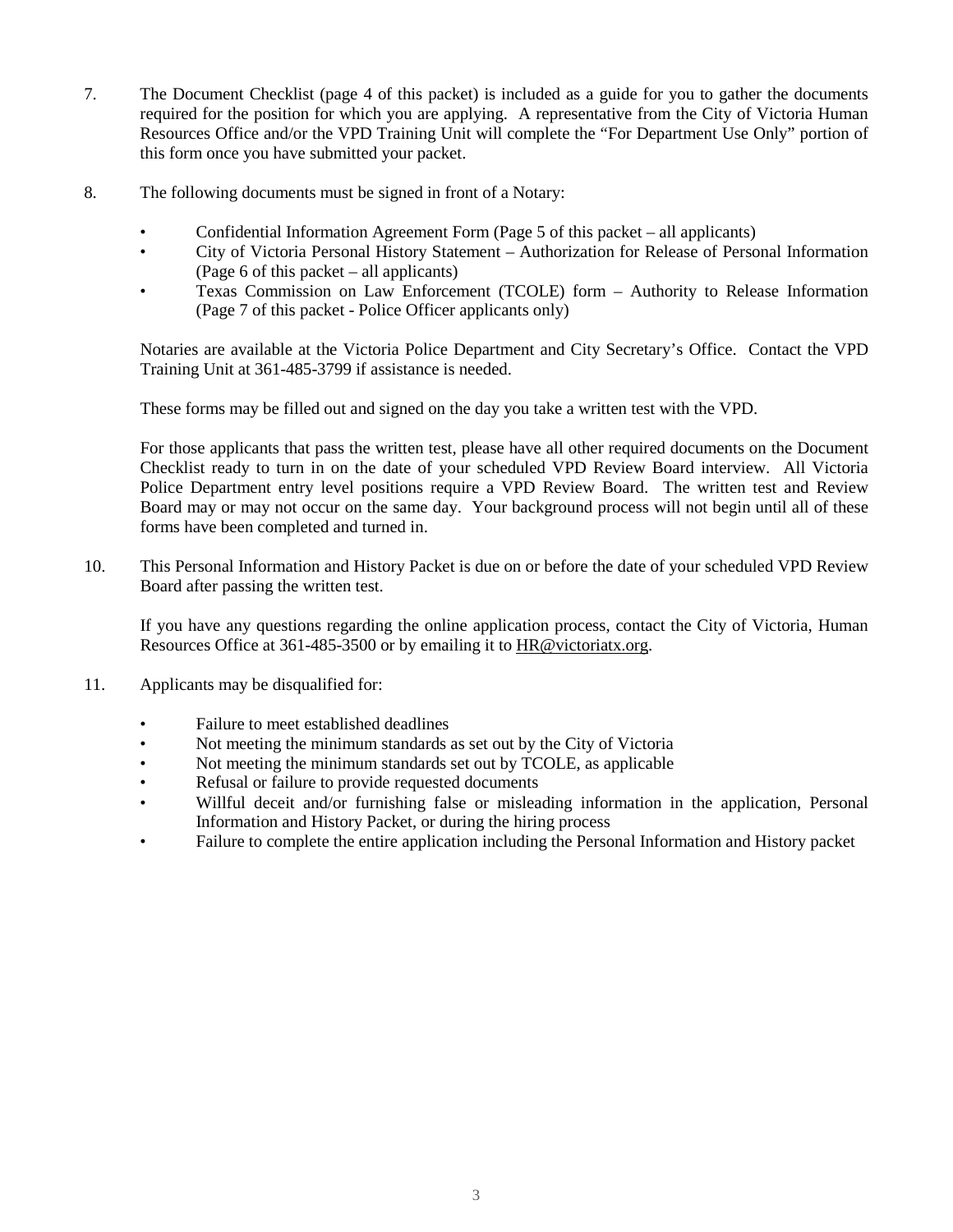7. The Document Checklist (page 4 of this packet) is included as a guide for you to gather the documents required for the position for which you are applying. A representative from the City of Victoria Human Resources Office and/or the VPD Training Unit will complete the "For Department Use Only" portion of this form once you have submitted your packet.

8. The following documents must be signed in front of a Notary:

   - Confidential Information Agreement Form (Page 5 of this packet – all applicants)
   - City of Victoria Personal History Statement – Authorization for Release of Personal Information (Page 6 of this packet – all applicants)
   - Texas Commission on Law Enforcement (TCOLE) form – Authority to Release Information (Page 7 of this packet - Police Officer applicants only)

   Notaries are available at the Victoria Police Department and City Secretary's Office. Contact the VPD Training Unit at 361-485-3799 if assistance is needed.

   These forms may be filled out and signed on the day you take a written test with the VPD.

   For those applicants that pass the written test, please have all other required documents on the Document Checklist ready to turn in on the date of your scheduled VPD Review Board interview. All Victoria Police Department entry level positions require a VPD Review Board. The written test and Review Board may or may not occur on the same day. Your background process will not begin until all of these forms have been completed and turned in.

10. This Personal Information and History Packet is due on or before the date of your scheduled VPD Review Board after passing the written test.

    If you have any questions regarding the online application process, contact the City of Victoria, Human Resources Office at 361-485-3500 or by emailing it to HR@victoriatx.org.

11. Applicants may be disqualified for:

    - Failure to meet established deadlines
    - Not meeting the minimum standards as set out by the City of Victoria
    - Not meeting the minimum standards set out by TCOLE, as applicable
    - Refusal or failure to provide requested documents
    - Willful deceit and/or furnishing false or misleading information in the application, Personal Information and History Packet, or during the hiring process
    - Failure to complete the entire application including the Personal Information and History packet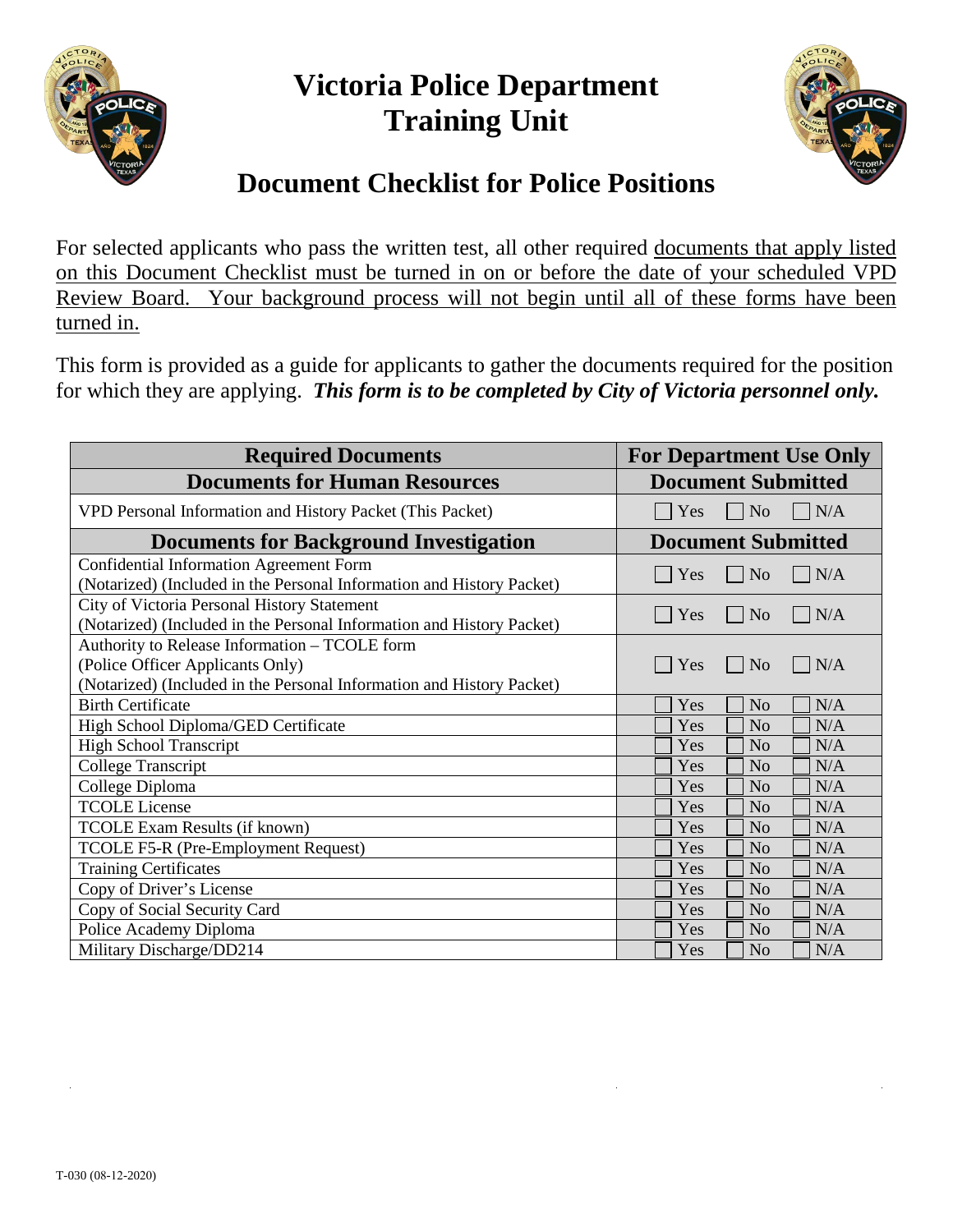# Victoria Police Department
# Training Unit

## Document Checklist for Police Positions

For selected applicants who pass the written test, all other required documents that apply listed on this Document Checklist must be turned in on or before the date of your scheduled VPD Review Board. Your background process will not begin until all of these forms have been turned in.

This form is provided as a guide for applicants to gather the documents required for the position for which they are applying. ***This form is to be completed by City of Victoria personnel only.***

| **Required Documents** | **For Department Use Only** |
|---|---|
| **Documents for Human Resources** | **Document Submitted** |
| VPD Personal Information and History Packet (This Packet) | ☐ Yes ☐ No ☐ N/A |
| **Documents for Background Investigation** | **Document Submitted** |
| Confidential Information Agreement Form (Notarized) (Included in the Personal Information and History Packet) | ☐ Yes ☐ No ☐ N/A |
| City of Victoria Personal History Statement (Notarized) (Included in the Personal Information and History Packet) | ☐ Yes ☐ No ☐ N/A |
| Authority to Release Information – TCOLE form (Police Officer Applicants Only) (Notarized) (Included in the Personal Information and History Packet) | ☐ Yes ☐ No ☐ N/A |
| Birth Certificate | ☐ Yes ☐ No ☐ N/A |
| High School Diploma/GED Certificate | ☐ Yes ☐ No ☐ N/A |
| High School Transcript | ☐ Yes ☐ No ☐ N/A |
| College Transcript | ☐ Yes ☐ No ☐ N/A |
| College Diploma | ☐ Yes ☐ No ☐ N/A |
| TCOLE License | ☐ Yes ☐ No ☐ N/A |
| TCOLE Exam Results (if known) | ☐ Yes ☐ No ☐ N/A |
| TCOLE F5-R (Pre-Employment Request) | ☐ Yes ☐ No ☐ N/A |
| Training Certificates | ☐ Yes ☐ No ☐ N/A |
| Copy of Driver's License | ☐ Yes ☐ No ☐ N/A |
| Copy of Social Security Card | ☐ Yes ☐ No ☐ N/A |
| Police Academy Diploma | ☐ Yes ☐ No ☐ N/A |
| Military Discharge/DD214 | ☐ Yes ☐ No ☐ N/A |

T-030 (08-12-2020)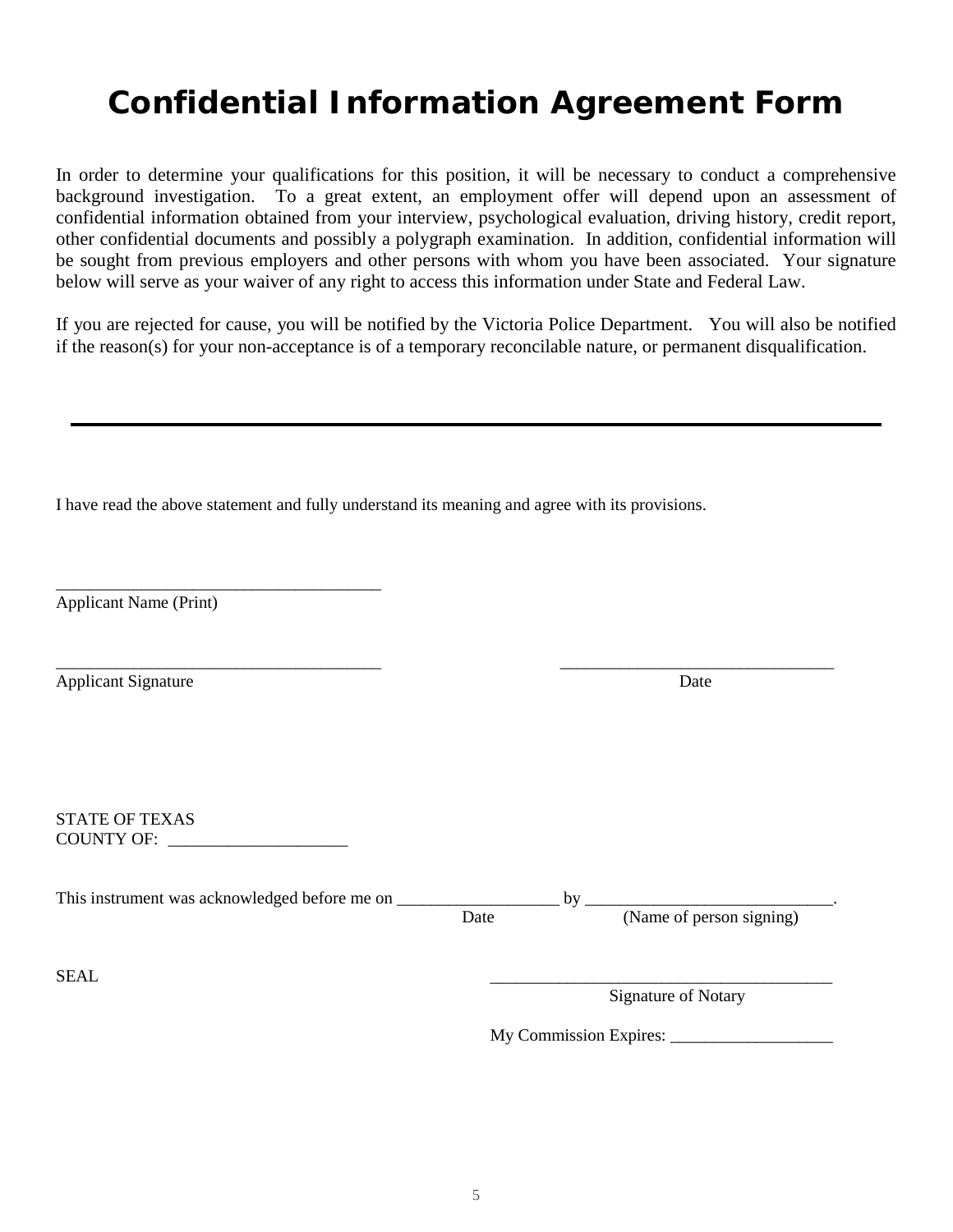# Confidential Information Agreement Form

In order to determine your qualifications for this position, it will be necessary to conduct a comprehensive background investigation. To a great extent, an employment offer will depend upon an assessment of confidential information obtained from your interview, psychological evaluation, driving history, credit report, other confidential documents and possibly a polygraph examination. In addition, confidential information will be sought from previous employers and other persons with whom you have been associated. Your signature below will serve as your waiver of any right to access this information under State and Federal Law.

If you are rejected for cause, you will be notified by the Victoria Police Department. You will also be notified if the reason(s) for your non-acceptance is of a temporary reconcilable nature, or permanent disqualification.

---

I have read the above statement and fully understand its meaning and agree with its provisions.

_______________________________________
Applicant Name (Print)

_______________________________________ _________________________________
Applicant Signature Date

STATE OF TEXAS
COUNTY OF: _____________________

This instrument was acknowledged before me on ___________________ by _____________________________.
Date (Name of person signing)

SEAL _________________________________________
Signature of Notary

My Commission Expires: ___________________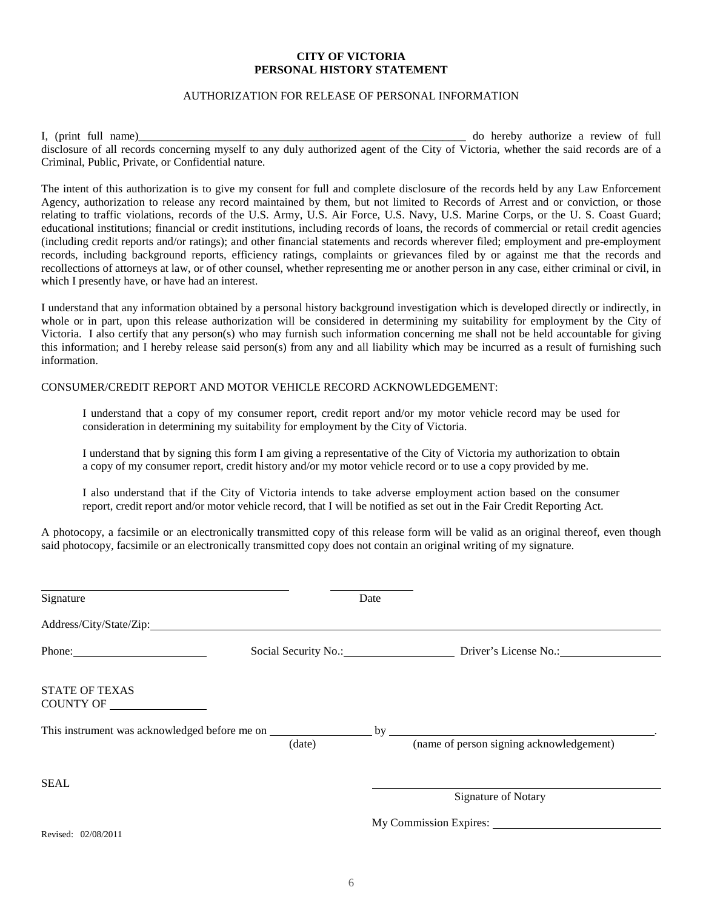**CITY OF VICTORIA**
**PERSONAL HISTORY STATEMENT**

AUTHORIZATION FOR RELEASE OF PERSONAL INFORMATION

I, (print full name)____________________________________________________________ do hereby authorize a review of full disclosure of all records concerning myself to any duly authorized agent of the City of Victoria, whether the said records are of a Criminal, Public, Private, or Confidential nature.

The intent of this authorization is to give my consent for full and complete disclosure of the records held by any Law Enforcement Agency, authorization to release any record maintained by them, but not limited to Records of Arrest and or conviction, or those relating to traffic violations, records of the U.S. Army, U.S. Air Force, U.S. Navy, U.S. Marine Corps, or the U. S. Coast Guard; educational institutions; financial or credit institutions, including records of loans, the records of commercial or retail credit agencies (including credit reports and/or ratings); and other financial statements and records wherever filed; employment and pre-employment records, including background reports, efficiency ratings, complaints or grievances filed by or against me that the records and recollections of attorneys at law, or of other counsel, whether representing me or another person in any case, either criminal or civil, in which I presently have, or have had an interest.

I understand that any information obtained by a personal history background investigation which is developed directly or indirectly, in whole or in part, upon this release authorization will be considered in determining my suitability for employment by the City of Victoria. I also certify that any person(s) who may furnish such information concerning me shall not be held accountable for giving this information; and I hereby release said person(s) from any and all liability which may be incurred as a result of furnishing such information.

CONSUMER/CREDIT REPORT AND MOTOR VEHICLE RECORD ACKNOWLEDGEMENT:

> I understand that a copy of my consumer report, credit report and/or my motor vehicle record may be used for consideration in determining my suitability for employment by the City of Victoria.
>
> I understand that by signing this form I am giving a representative of the City of Victoria my authorization to obtain a copy of my consumer report, credit history and/or my motor vehicle record or to use a copy provided by me.
>
> I also understand that if the City of Victoria intends to take adverse employment action based on the consumer report, credit report and/or motor vehicle record, that I will be notified as set out in the Fair Credit Reporting Act.

A photocopy, a facsimile or an electronically transmitted copy of this release form will be valid as an original thereof, even though said photocopy, facsimile or an electronically transmitted copy does not contain an original writing of my signature.

______________________________________ ______________
Signature Date

Address/City/State/Zip:______________________________________________________________

Phone:______________________ Social Security No.:__________________ Driver's License No.:________________

STATE OF TEXAS
COUNTY OF ________________

This instrument was acknowledged before me on ________________ by ________________________________________.
(date) (name of person signing acknowledgement)

SEAL

______________________________________________
Signature of Notary

My Commission Expires: ____________________________

Revised: 02/08/2011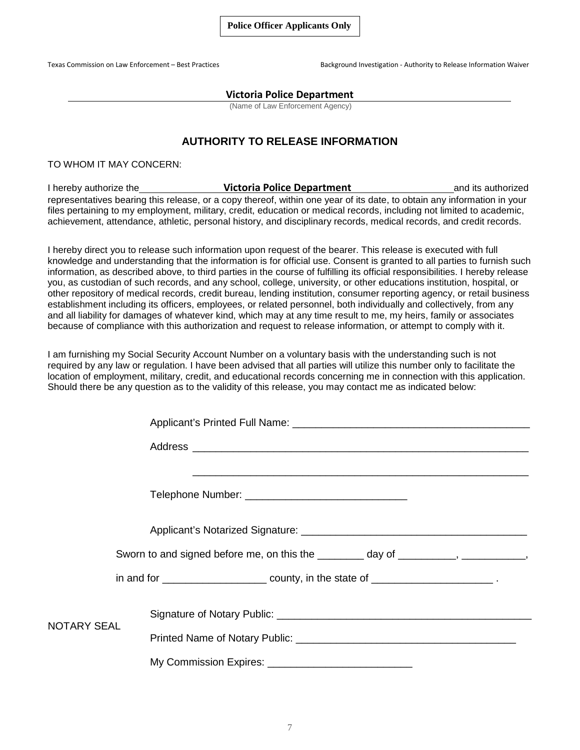**Police Officer Applicants Only**

Texas Commission on Law Enforcement – Best Practices | Background Investigation - Authority to Release Information Waiver

**Victoria Police Department**
(Name of Law Enforcement Agency)

## AUTHORITY TO RELEASE INFORMATION

TO WHOM IT MAY CONCERN:

I hereby authorize the **Victoria Police Department** and its authorized representatives bearing this release, or a copy thereof, within one year of its date, to obtain any information in your files pertaining to my employment, military, credit, education or medical records, including not limited to academic, achievement, attendance, athletic, personal history, and disciplinary records, medical records, and credit records.

I hereby direct you to release such information upon request of the bearer. This release is executed with full knowledge and understanding that the information is for official use. Consent is granted to all parties to furnish such information, as described above, to third parties in the course of fulfilling its official responsibilities. I hereby release you, as custodian of such records, and any school, college, university, or other educations institution, hospital, or other repository of medical records, credit bureau, lending institution, consumer reporting agency, or retail business establishment including its officers, employees, or related personnel, both individually and collectively, from any and all liability for damages of whatever kind, which may at any time result to me, my heirs, family or associates because of compliance with this authorization and request to release information, or attempt to comply with it.

I am furnishing my Social Security Account Number on a voluntary basis with the understanding such is not required by any law or regulation. I have been advised that all parties will utilize this number only to facilitate the location of employment, military, credit, and educational records concerning me in connection with this application. Should there be any question as to the validity of this release, you may contact me as indicated below:

Applicant's Printed Full Name: ________________________________________

Address ________________________________________________________

________________________________________________________

Telephone Number: ___________________________

Applicant's Notarized Signature: ______________________________________

Sworn to and signed before me, on this the ________ day of __________, ___________,

in and for _________________ county, in the state of ____________________ .

NOTARY SEAL

Signature of Notary Public: ___________________________________________

Printed Name of Notary Public: ____________________________________

My Commission Expires: ________________________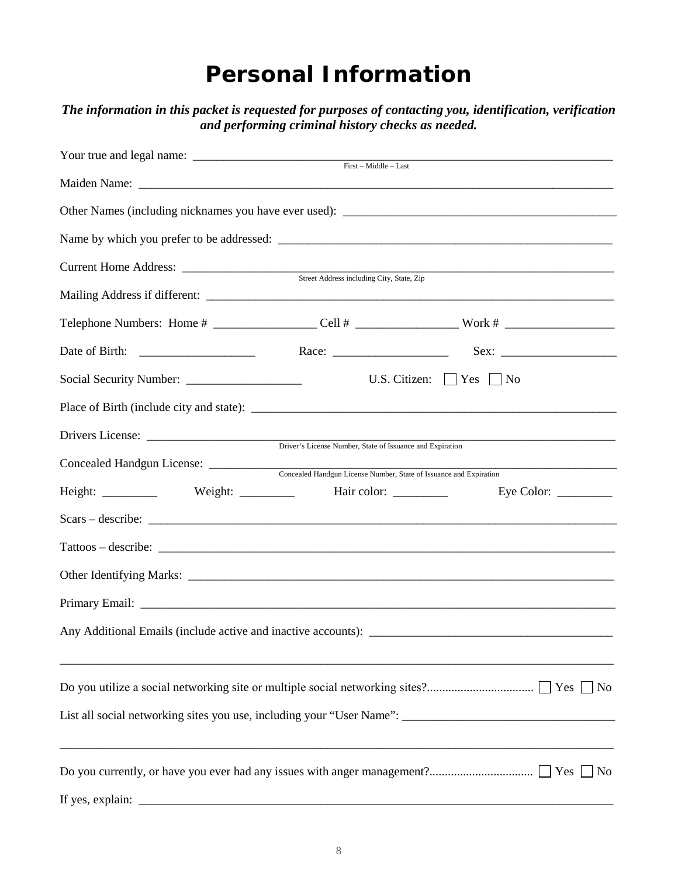# Personal Information

***The information in this packet is requested for purposes of contacting you, identification, verification and performing criminal history checks as needed.***

Your true and legal name: ______________________________________________________________
First – Middle – Last

Maiden Name: ______________________________________________________________________

Other Names (including nicknames you have ever used): ___________________________________

Name by which you prefer to be addressed: ______________________________________________

Current Home Address: _______________________________________________________________
Street Address including City, State, Zip

Mailing Address if different: __________________________________________________________

Telephone Numbers: Home # ________________ Cell # ________________ Work # _________________

Date of Birth: __________________ Race: __________________ Sex: __________________

Social Security Number: __________________ U.S. Citizen: ☐ Yes ☐ No

Place of Birth (include city and state): ___________________________________________________

Drivers License: ____________________________________________________________________
Driver's License Number, State of Issuance and Expiration

Concealed Handgun License: __________________________________________________________
Concealed Handgun License Number, State of Issuance and Expiration

Height: _________ Weight: _________ Hair color: _________ Eye Color: _________

Scars – describe: ____________________________________________________________________

Tattoos – describe: ___________________________________________________________________

Other Identifying Marks: ______________________________________________________________

Primary Email: _______________________________________________________________________

Any Additional Emails (include active and inactive accounts): _____________________________

_____________________________________________________________________________________

Do you utilize a social networking site or multiple social networking sites?.................................. ☐ Yes ☐ No

List all social networking sites you use, including your "User Name": ___________________________

_____________________________________________________________________________________

Do you currently, or have you ever had any issues with anger management?................................. ☐ Yes ☐ No

If yes, explain: ______________________________________________________________________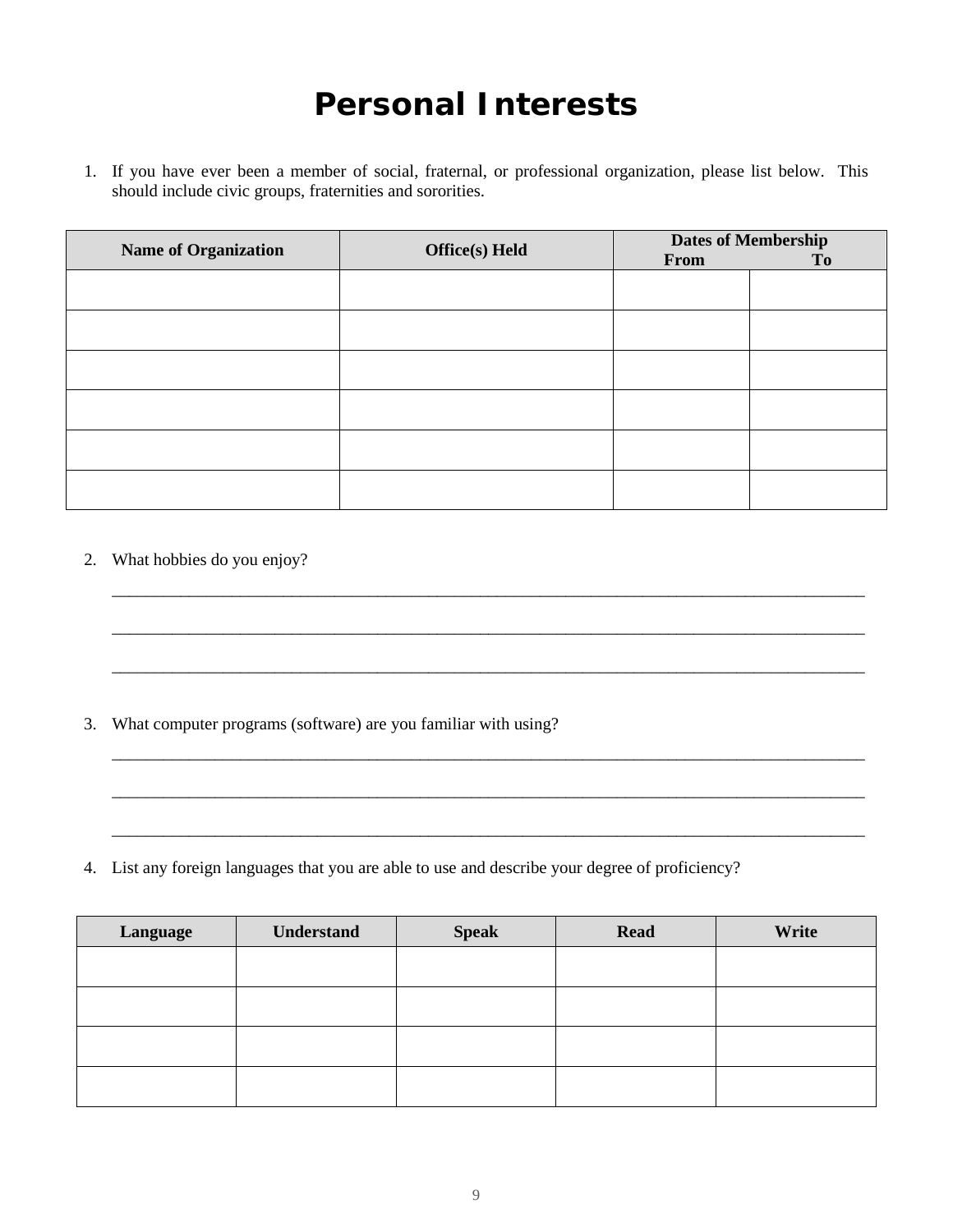# Personal Interests

1. If you have ever been a member of social, fraternal, or professional organization, please list below. This should include civic groups, fraternities and sororities.

| Name of Organization | Office(s) Held | Dates of Membership From | To |
|---|---|---|---|
| | | | |
| | | | |
| | | | |
| | | | |
| | | | |
| | | | |

2. What hobbies do you enjoy?

_______________________________________________________________________________________

_______________________________________________________________________________________

_______________________________________________________________________________________

3. What computer programs (software) are you familiar with using?

_______________________________________________________________________________________

_______________________________________________________________________________________

_______________________________________________________________________________________

4. List any foreign languages that you are able to use and describe your degree of proficiency?

| Language | Understand | Speak | Read | Write |
|---|---|---|---|---|
| | | | | |
| | | | | |
| | | | | |
| | | | | |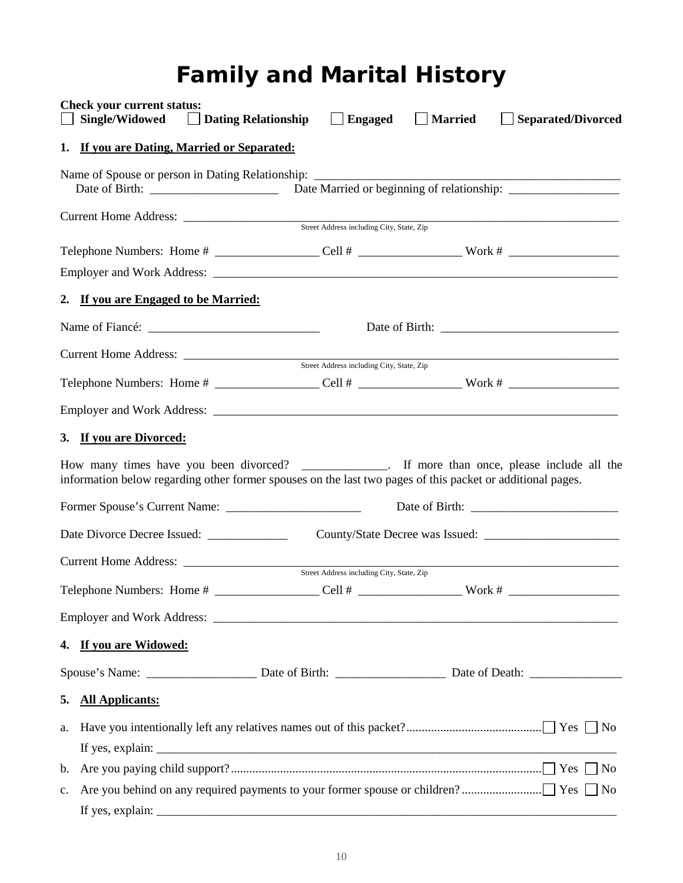# Family and Marital History

**Check your current status:**
☐ **Single/Widowed** ☐ **Dating Relationship** ☐ **Engaged** ☐ **Married** ☐ **Separated/Divorced**

**1. If you are Dating, Married or Separated:**

Name of Spouse or person in Dating Relationship: ____________________________________________________
Date of Birth: _____________________ Date Married or beginning of relationship: __________________

Current Home Address: ______________________________________________________________________
Street Address including City, State, Zip

Telephone Numbers: Home # _________________ Cell # _________________ Work # __________________

Employer and Work Address: _________________________________________________________________

**2. If you are Engaged to be Married:**

Name of Fiancé: ____________________________ Date of Birth: ______________________________

Current Home Address: ______________________________________________________________________
Street Address including City, State, Zip

Telephone Numbers: Home # _________________ Cell # _________________ Work # __________________

Employer and Work Address: _________________________________________________________________

**3. If you are Divorced:**

How many times have you been divorced? ______________. If more than once, please include all the information below regarding other former spouses on the last two pages of this packet or additional pages.

Former Spouse's Current Name: ______________________ Date of Birth: ________________________

Date Divorce Decree Issued: _____________ County/State Decree was Issued: ______________________

Current Home Address: ______________________________________________________________________
Street Address including City, State, Zip

Telephone Numbers: Home # _________________ Cell # _________________ Work # __________________

Employer and Work Address: _________________________________________________________________

**4. If you are Widowed:**

Spouse's Name: __________________ Date of Birth: __________________ Date of Death: _______________

**5. All Applicants:**

a. Have you intentionally left any relatives names out of this packet?............................................ ☐ Yes ☐ No
   If yes, explain: _______________________________________________________________________________

b. Are you paying child support?..................................................................................................... ☐ Yes ☐ No

c. Are you behind on any required payments to your former spouse or children?.......................... ☐ Yes ☐ No
   If yes, explain: _______________________________________________________________________________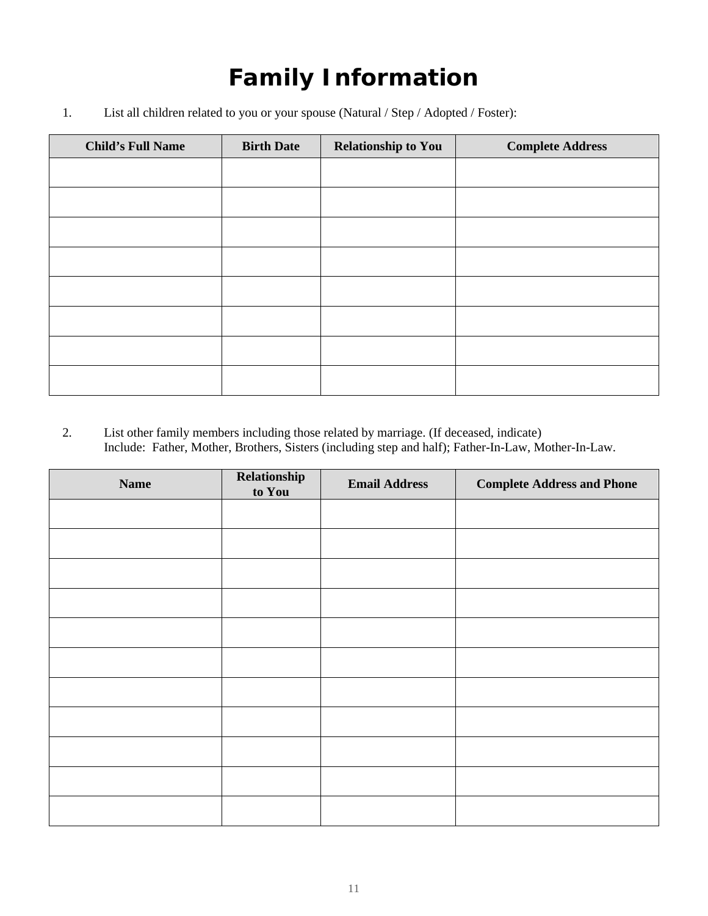# Family Information

1. List all children related to you or your spouse (Natural / Step / Adopted / Foster):

| Child's Full Name | Birth Date | Relationship to You | Complete Address |
|---|---|---|---|
| | | | |
| | | | |
| | | | |
| | | | |
| | | | |
| | | | |
| | | | |
| | | | |

2. List other family members including those related by marriage. (If deceased, indicate)
   Include: Father, Mother, Brothers, Sisters (including step and half); Father-In-Law, Mother-In-Law.

| Name | Relationship to You | Email Address | Complete Address and Phone |
|---|---|---|---|
| | | | |
| | | | |
| | | | |
| | | | |
| | | | |
| | | | |
| | | | |
| | | | |
| | | | |
| | | | |
| | | | |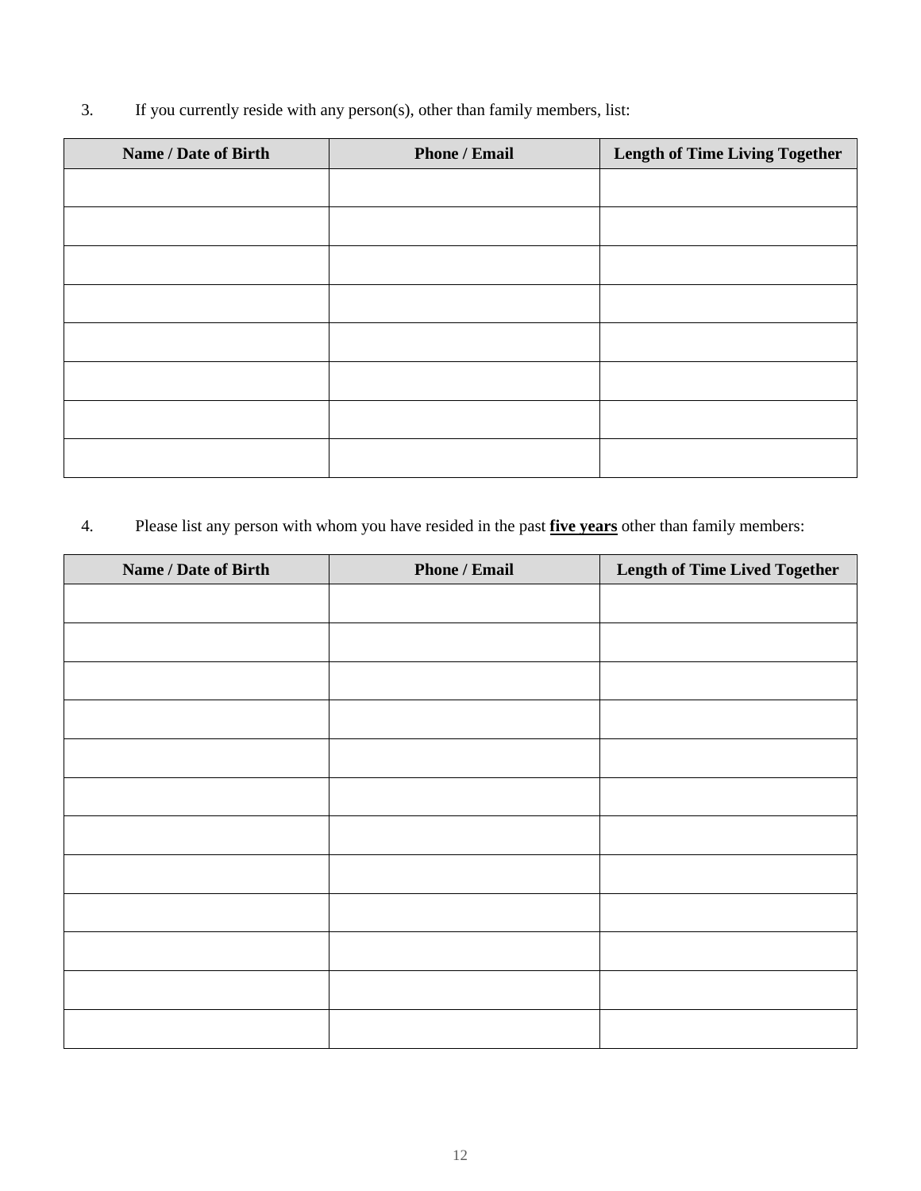3. If you currently reside with any person(s), other than family members, list:

| Name / Date of Birth | Phone / Email | Length of Time Living Together |
|---|---|---|
| | | |
| | | |
| | | |
| | | |
| | | |
| | | |
| | | |
| | | |

4. Please list any person with whom you have resided in the past **five years** other than family members:

| Name / Date of Birth | Phone / Email | Length of Time Lived Together |
|---|---|---|
| | | |
| | | |
| | | |
| | | |
| | | |
| | | |
| | | |
| | | |
| | | |
| | | |
| | | |
| | | |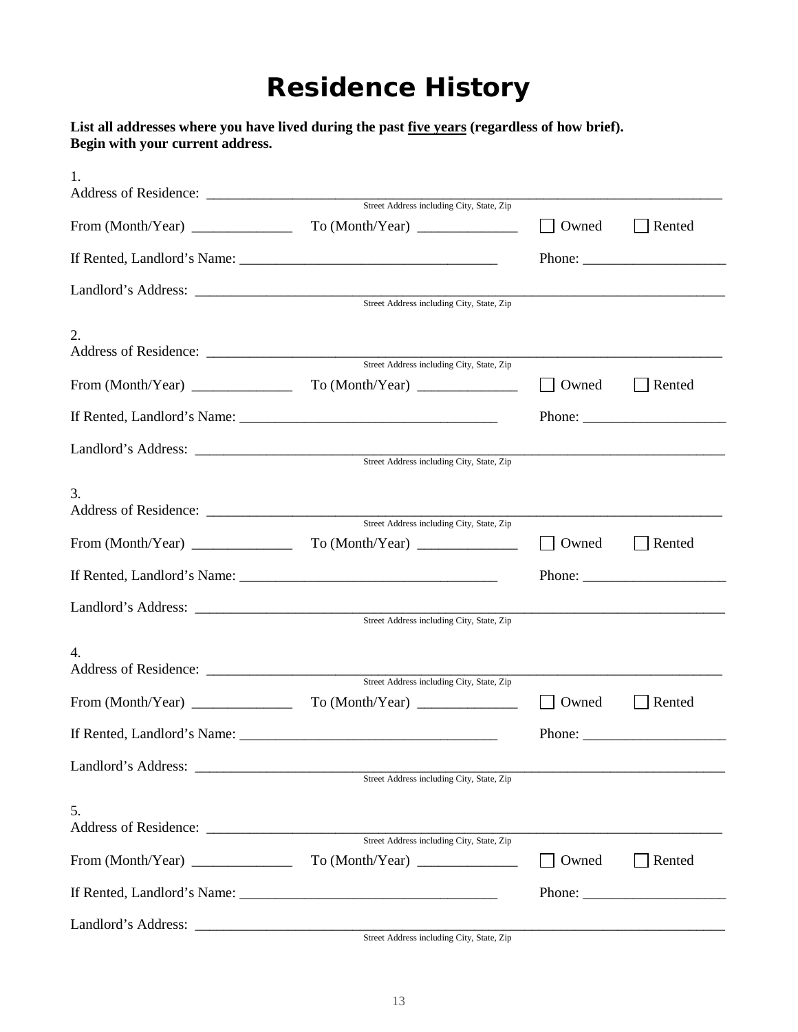# Residence History

**List all addresses where you have lived during the past <u>five years</u> (regardless of how brief). Begin with your current address.**

1.
Address of Residence: ______________________________________________________________
Street Address including City, State, Zip

From (Month/Year) ______________ To (Month/Year) ______________ ☐ Owned ☐ Rented

If Rented, Landlord's Name: ___________________________________ Phone: ____________________

Landlord's Address: _________________________________________________________________
Street Address including City, State, Zip

2.
Address of Residence: ______________________________________________________________
Street Address including City, State, Zip

From (Month/Year) ______________ To (Month/Year) ______________ ☐ Owned ☐ Rented

If Rented, Landlord's Name: ___________________________________ Phone: ____________________

Landlord's Address: _________________________________________________________________
Street Address including City, State, Zip

3.
Address of Residence: ______________________________________________________________
Street Address including City, State, Zip

From (Month/Year) ______________ To (Month/Year) ______________ ☐ Owned ☐ Rented

If Rented, Landlord's Name: ___________________________________ Phone: ____________________

Landlord's Address: _________________________________________________________________
Street Address including City, State, Zip

4.
Address of Residence: ______________________________________________________________
Street Address including City, State, Zip

From (Month/Year) ______________ To (Month/Year) ______________ ☐ Owned ☐ Rented

If Rented, Landlord's Name: ___________________________________ Phone: ____________________

Landlord's Address: _________________________________________________________________
Street Address including City, State, Zip

5.
Address of Residence: ______________________________________________________________
Street Address including City, State, Zip

From (Month/Year) ______________ To (Month/Year) ______________ ☐ Owned ☐ Rented

If Rented, Landlord's Name: ___________________________________ Phone: ____________________

Landlord's Address: _________________________________________________________________
Street Address including City, State, Zip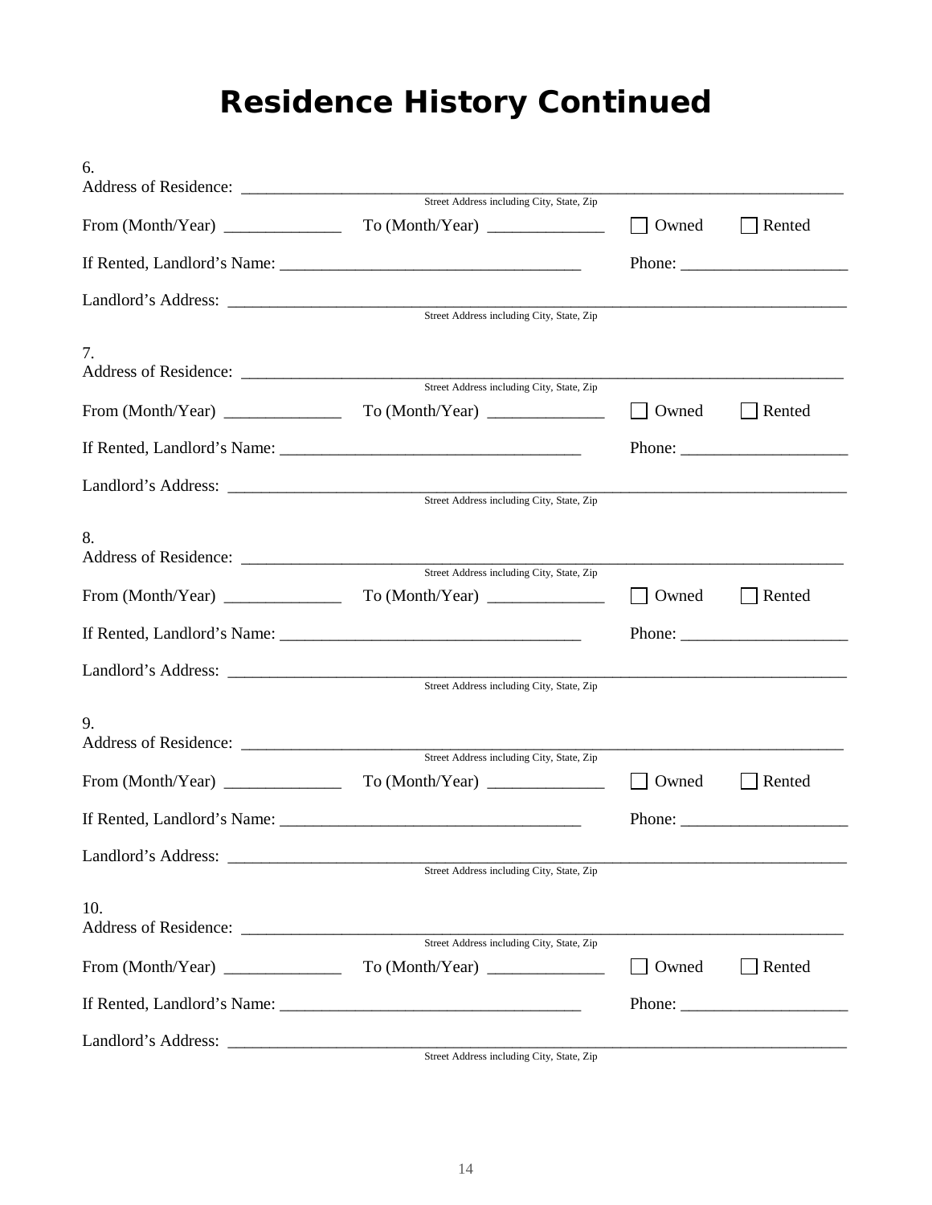# Residence History Continued

6.
Address of Residence: ______________________________________________________________________
Street Address including City, State, Zip

From (Month/Year) _____________ To (Month/Year) _____________ ☐ Owned ☐ Rented

If Rented, Landlord's Name: ___________________________________ Phone: ___________________

Landlord's Address: ________________________________________________________________________
Street Address including City, State, Zip

7.
Address of Residence: ______________________________________________________________________
Street Address including City, State, Zip

From (Month/Year) _____________ To (Month/Year) _____________ ☐ Owned ☐ Rented

If Rented, Landlord's Name: ___________________________________ Phone: ___________________

Landlord's Address: ________________________________________________________________________
Street Address including City, State, Zip

8.
Address of Residence: ______________________________________________________________________
Street Address including City, State, Zip

From (Month/Year) _____________ To (Month/Year) _____________ ☐ Owned ☐ Rented

If Rented, Landlord's Name: ___________________________________ Phone: ___________________

Landlord's Address: ________________________________________________________________________
Street Address including City, State, Zip

9.
Address of Residence: ______________________________________________________________________
Street Address including City, State, Zip

From (Month/Year) _____________ To (Month/Year) _____________ ☐ Owned ☐ Rented

If Rented, Landlord's Name: ___________________________________ Phone: ___________________

Landlord's Address: ________________________________________________________________________
Street Address including City, State, Zip

10.
Address of Residence: ______________________________________________________________________
Street Address including City, State, Zip

From (Month/Year) _____________ To (Month/Year) _____________ ☐ Owned ☐ Rented

If Rented, Landlord's Name: ___________________________________ Phone: ___________________

Landlord's Address: ________________________________________________________________________
Street Address including City, State, Zip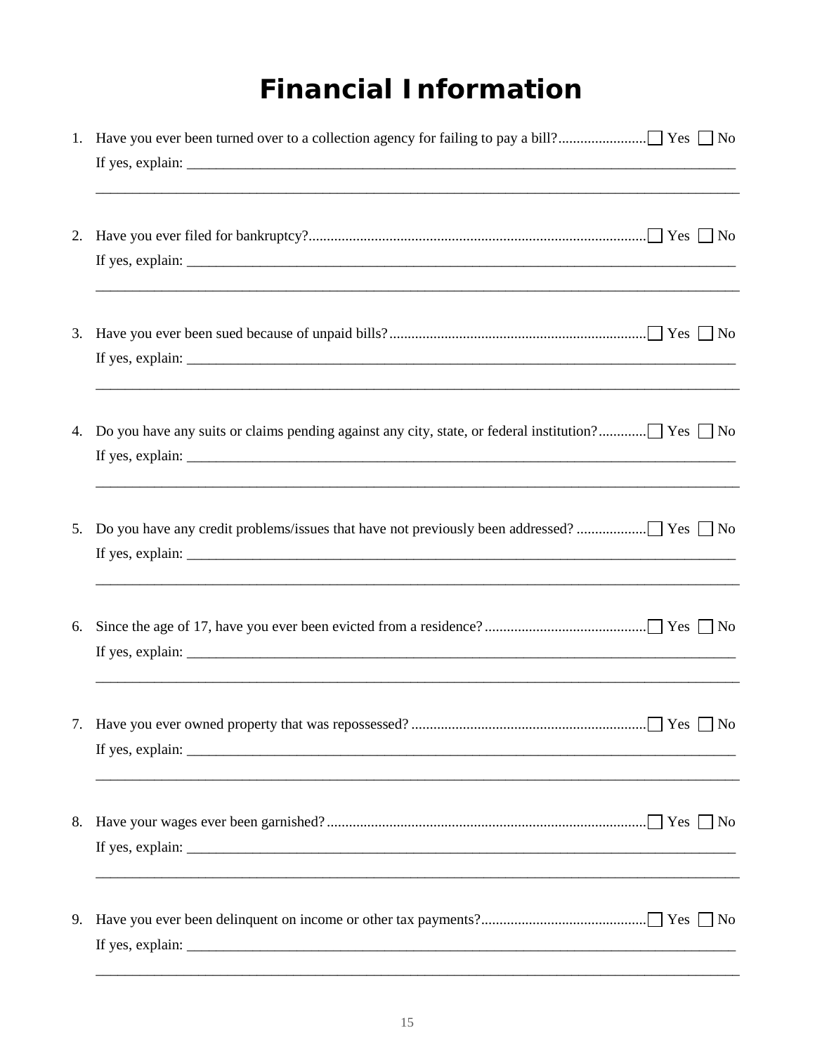# Financial Information

1. Have you ever been turned over to a collection agency for failing to pay a bill?........................ ☐ Yes ☐ No

   If yes, explain: ___________________________________________________________________________

   ___________________________________________________________________________________________

2. Have you ever filed for bankruptcy?........................................................................................... ☐ Yes ☐ No

   If yes, explain: ___________________________________________________________________________

   ___________________________________________________________________________________________

3. Have you ever been sued because of unpaid bills?..................................................................... ☐ Yes ☐ No

   If yes, explain: ___________________________________________________________________________

   ___________________________________________________________________________________________

4. Do you have any suits or claims pending against any city, state, or federal institution?............ ☐ Yes ☐ No

   If yes, explain: ___________________________________________________________________________

   ___________________________________________________________________________________________

5. Do you have any credit problems/issues that have not previously been addressed? .................. ☐ Yes ☐ No

   If yes, explain: ___________________________________________________________________________

   ___________________________________________________________________________________________

6. Since the age of 17, have you ever been evicted from a residence?............................................ ☐ Yes ☐ No

   If yes, explain: ___________________________________________________________________________

   ___________________________________________________________________________________________

7. Have you ever owned property that was repossessed? ................................................................ ☐ Yes ☐ No

   If yes, explain: ___________________________________________________________________________

   ___________________________________________________________________________________________

8. Have your wages ever been garnished?...................................................................................... ☐ Yes ☐ No

   If yes, explain: ___________________________________________________________________________

   ___________________________________________________________________________________________

9. Have you ever been delinquent on income or other tax payments?............................................ ☐ Yes ☐ No

   If yes, explain: ___________________________________________________________________________

   ___________________________________________________________________________________________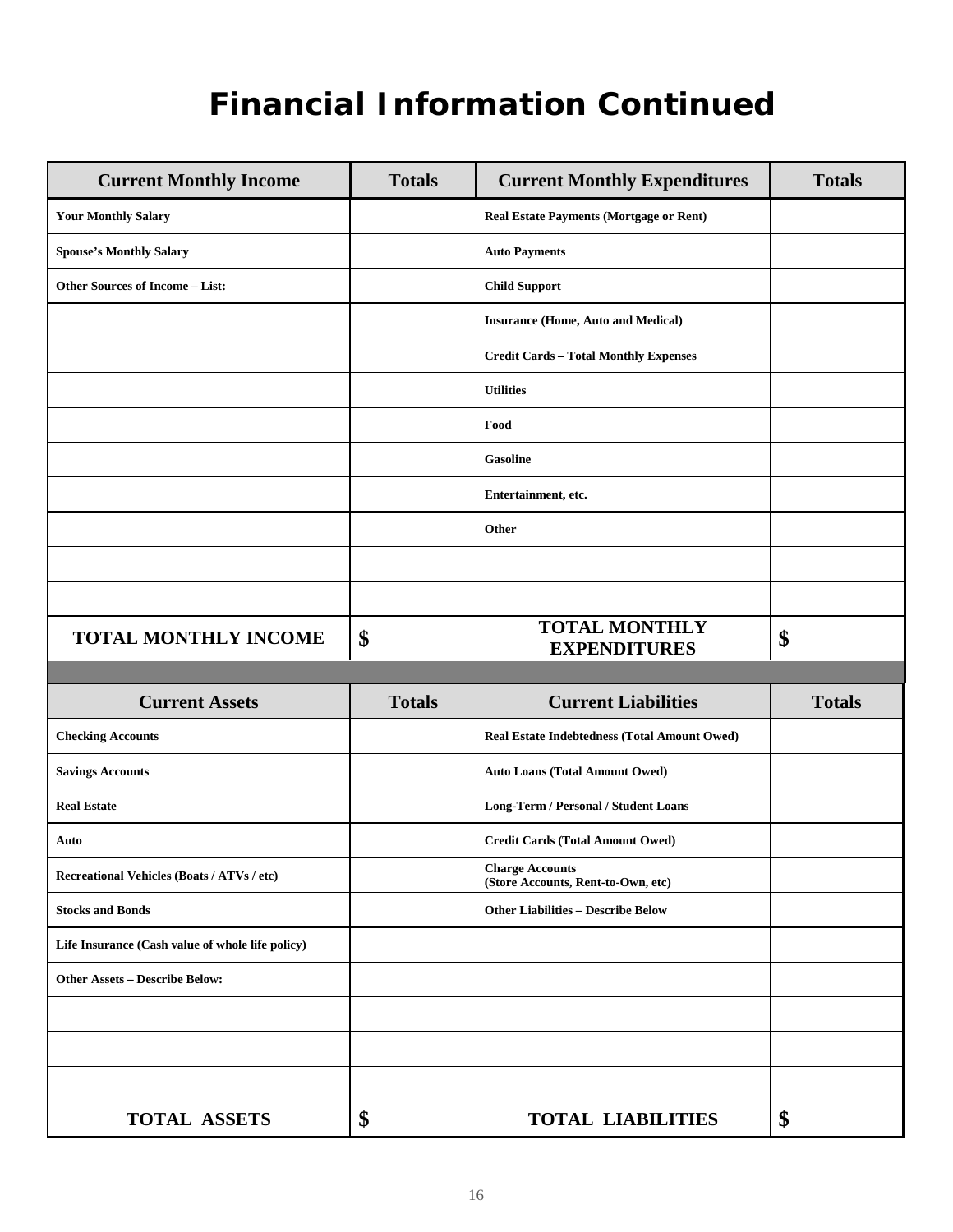# Financial Information Continued

| Current Monthly Income | Totals | Current Monthly Expenditures | Totals |
|---|---|---|---|
| **Your Monthly Salary** | | **Real Estate Payments (Mortgage or Rent)** | |
| **Spouse's Monthly Salary** | | **Auto Payments** | |
| **Other Sources of Income – List:** | | **Child Support** | |
| | | **Insurance (Home, Auto and Medical)** | |
| | | **Credit Cards – Total Monthly Expenses** | |
| | | **Utilities** | |
| | | **Food** | |
| | | **Gasoline** | |
| | | **Entertainment, etc.** | |
| | | **Other** | |
| | | | |
| | | | |
| **TOTAL MONTHLY INCOME** | **$** | **TOTAL MONTHLY EXPENDITURES** | **$** |

| Current Assets | Totals | Current Liabilities | Totals |
|---|---|---|---|
| **Checking Accounts** | | **Real Estate Indebtedness (Total Amount Owed)** | |
| **Savings Accounts** | | **Auto Loans (Total Amount Owed)** | |
| **Real Estate** | | **Long-Term / Personal / Student Loans** | |
| **Auto** | | **Credit Cards (Total Amount Owed)** | |
| **Recreational Vehicles (Boats / ATVs / etc)** | | **Charge Accounts (Store Accounts, Rent-to-Own, etc)** | |
| **Stocks and Bonds** | | **Other Liabilities – Describe Below** | |
| **Life Insurance (Cash value of whole life policy)** | | | |
| **Other Assets – Describe Below:** | | | |
| | | | |
| | | | |
| | | | |
| **TOTAL ASSETS** | **$** | **TOTAL LIABILITIES** | **$** |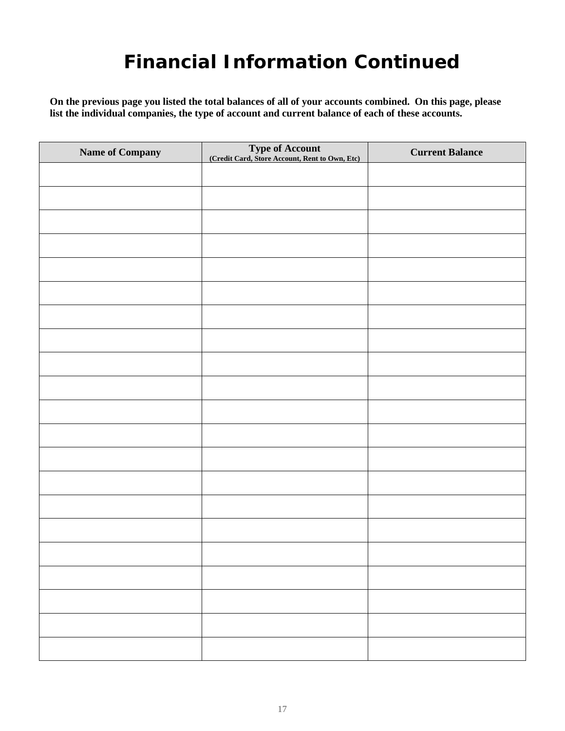# Financial Information Continued

**On the previous page you listed the total balances of all of your accounts combined. On this page, please list the individual companies, the type of account and current balance of each of these accounts.**

| Name of Company | Type of Account (Credit Card, Store Account, Rent to Own, Etc) | Current Balance |
|---|---|---|
| | | |
| | | |
| | | |
| | | |
| | | |
| | | |
| | | |
| | | |
| | | |
| | | |
| | | |
| | | |
| | | |
| | | |
| | | |
| | | |
| | | |
| | | |
| | | |
| | | |
| | | |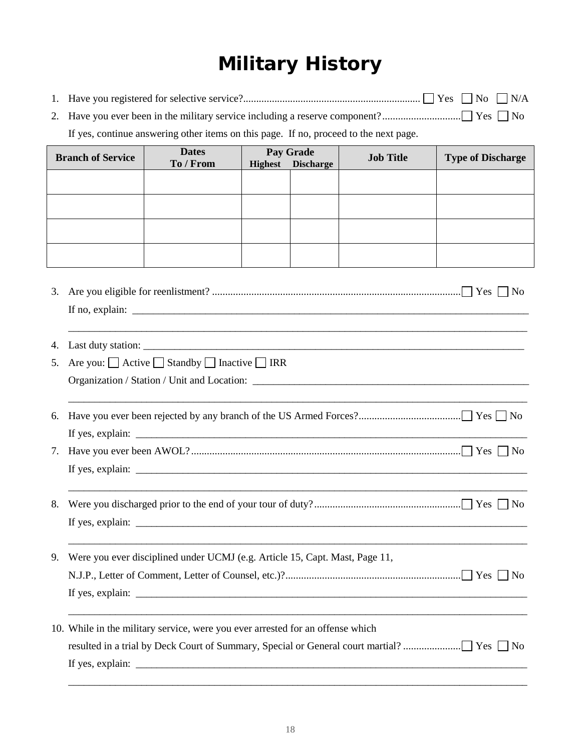# Military History

1. Have you registered for selective service?.................................................................... ☐ Yes ☐ No ☐ N/A
2. Have you ever been in the military service including a reserve component?.............................. ☐ Yes ☐ No

   If yes, continue answering other items on this page. If no, proceed to the next page.

| Branch of Service | Dates To / From | Pay Grade Highest | Pay Grade Discharge | Job Title | Type of Discharge |
|---|---|---|---|---|---|
| | | | | | |
| | | | | | |
| | | | | | |
| | | | | | |

3. Are you eligible for reenlistment? ............................................................................................... ☐ Yes ☐ No

   If no, explain: ___________________________________________________________________________

   ______________________________________________________________________________________

4. Last duty station: _________________________________________________________________________
5. Are you: ☐ Active ☐ Standby ☐ Inactive ☐ IRR

   Organization / Station / Unit and Location: ______________________________________________________

   ______________________________________________________________________________________

6. Have you ever been rejected by any branch of the US Armed Forces?....................................... ☐ Yes ☐ No

   If yes, explain: ___________________________________________________________________________

7. Have you ever been AWOL?....................................................................................................... ☐ Yes ☐ No

   If yes, explain: ___________________________________________________________________________

   ______________________________________________________________________________________

8. Were you discharged prior to the end of your tour of duty?........................................................ ☐ Yes ☐ No

   If yes, explain: ___________________________________________________________________________

   ______________________________________________________________________________________

9. Were you ever disciplined under UCMJ (e.g. Article 15, Capt. Mast, Page 11,
   N.J.P., Letter of Comment, Letter of Counsel, etc.)?.................................................................. ☐ Yes ☐ No

   If yes, explain: ___________________________________________________________________________

   ______________________________________________________________________________________

10. While in the military service, were you ever arrested for an offense which
    resulted in a trial by Deck Court of Summary, Special or General court martial? ...................... ☐ Yes ☐ No

    If yes, explain: ___________________________________________________________________________

    ______________________________________________________________________________________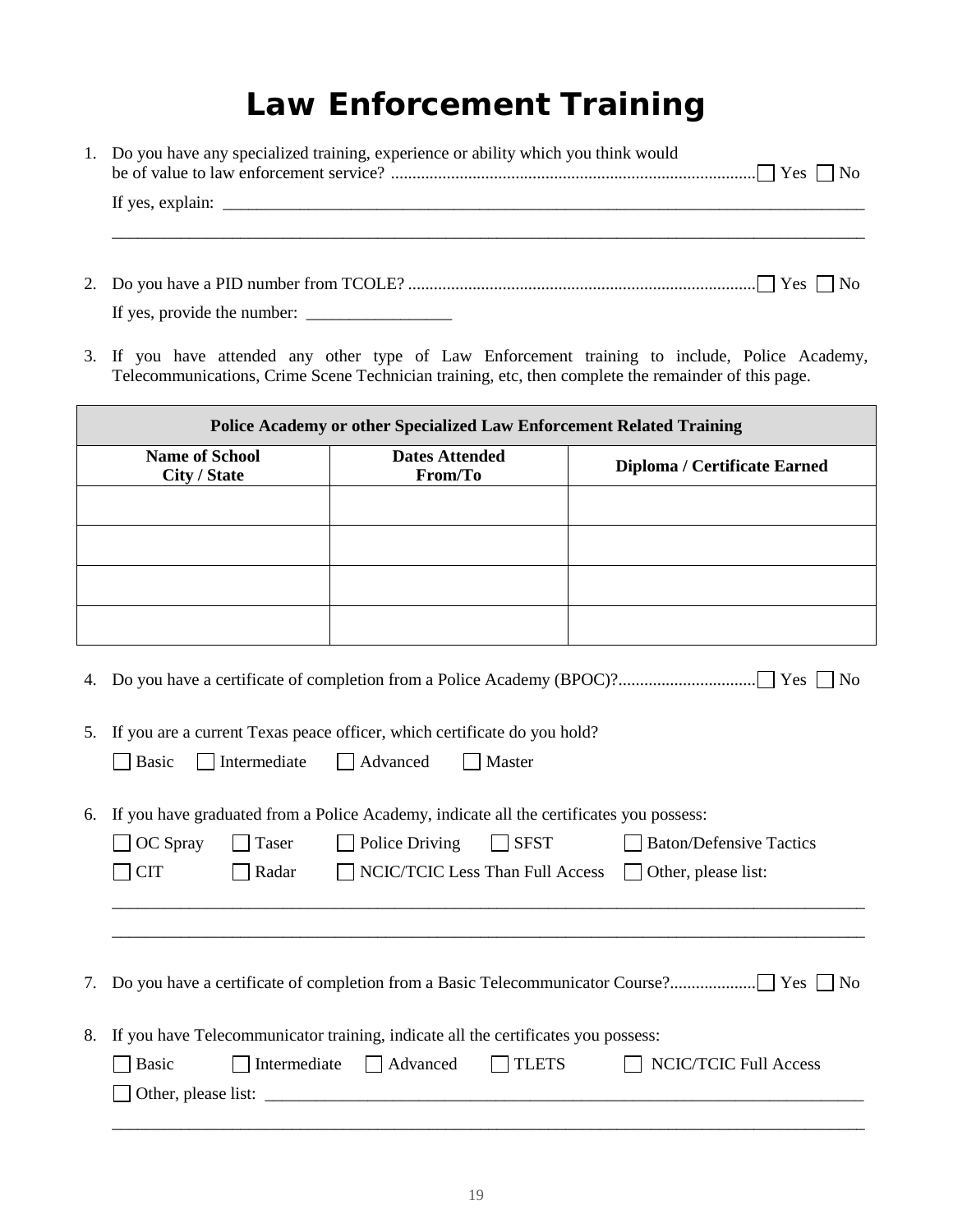# Law Enforcement Training

1. Do you have any specialized training, experience or ability which you think would be of value to law enforcement service? .................................................................................... ☐ Yes ☐ No

   If yes, explain: ______________________________________________________________________________

   ______________________________________________________________________________________________

2. Do you have a PID number from TCOLE? ................................................................................ ☐ Yes ☐ No

   If yes, provide the number: _________________

3. If you have attended any other type of Law Enforcement training to include, Police Academy, Telecommunications, Crime Scene Technician training, etc, then complete the remainder of this page.

| Police Academy or other Specialized Law Enforcement Related Training | | |
|---|---|---|
| **Name of School City / State** | **Dates Attended From/To** | **Diploma / Certificate Earned** |
| | | |
| | | |
| | | |
| | | |

4. Do you have a certificate of completion from a Police Academy (BPOC)?................................ ☐ Yes ☐ No

5. If you are a current Texas peace officer, which certificate do you hold?

   ☐ Basic ☐ Intermediate ☐ Advanced ☐ Master

6. If you have graduated from a Police Academy, indicate all the certificates you possess:

   ☐ OC Spray ☐ Taser ☐ Police Driving ☐ SFST ☐ Baton/Defensive Tactics

   ☐ CIT ☐ Radar ☐ NCIC/TCIC Less Than Full Access ☐ Other, please list:

   ______________________________________________________________________________________________

   ______________________________________________________________________________________________

7. Do you have a certificate of completion from a Basic Telecommunicator Course?.................... ☐ Yes ☐ No

8. If you have Telecommunicator training, indicate all the certificates you possess:

   ☐ Basic ☐ Intermediate ☐ Advanced ☐ TLETS ☐ NCIC/TCIC Full Access

   ☐ Other, please list: __________________________________________________________________________

   ______________________________________________________________________________________________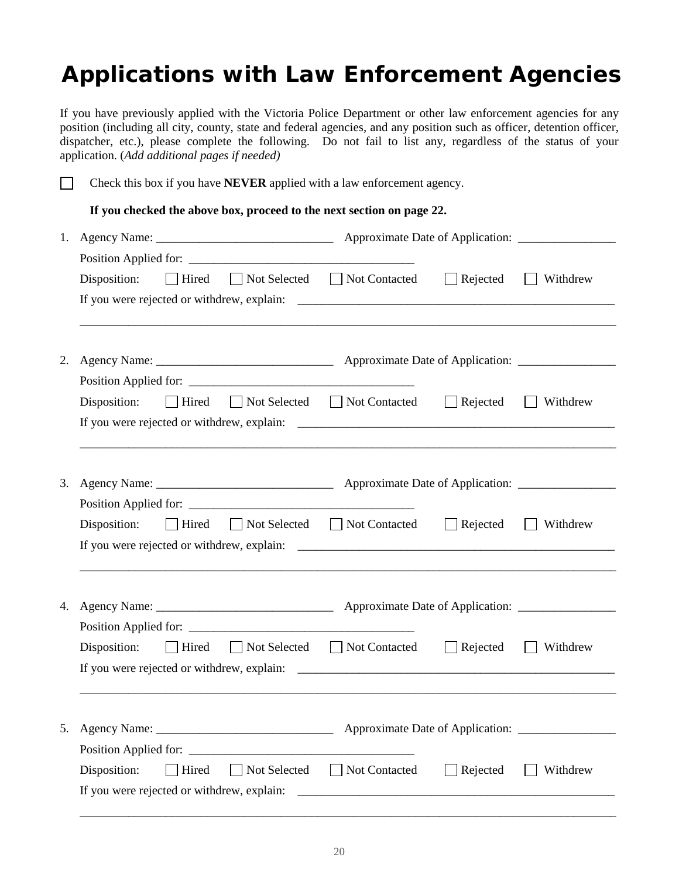# Applications with Law Enforcement Agencies

If you have previously applied with the Victoria Police Department or other law enforcement agencies for any position (including all city, county, state and federal agencies, and any position such as officer, detention officer, dispatcher, etc.), please complete the following. Do not fail to list any, regardless of the status of your application. (*Add additional pages if needed)*

☐ Check this box if you have **NEVER** applied with a law enforcement agency.

**If you checked the above box, proceed to the next section on page 22.**

1. Agency Name: ____________________________ Approximate Date of Application: _______________

   Position Applied for: ___________________________________

   Disposition: ☐ Hired ☐ Not Selected ☐ Not Contacted ☐ Rejected ☐ Withdrew

   If you were rejected or withdrew, explain: ___________________________________________________

   ________________________________________________________________________________________

2. Agency Name: ____________________________ Approximate Date of Application: _______________

   Position Applied for: ___________________________________

   Disposition: ☐ Hired ☐ Not Selected ☐ Not Contacted ☐ Rejected ☐ Withdrew

   If you were rejected or withdrew, explain: ___________________________________________________

   ________________________________________________________________________________________

3. Agency Name: ____________________________ Approximate Date of Application: _______________

   Position Applied for: ___________________________________

   Disposition: ☐ Hired ☐ Not Selected ☐ Not Contacted ☐ Rejected ☐ Withdrew

   If you were rejected or withdrew, explain: ___________________________________________________

   ________________________________________________________________________________________

4. Agency Name: ____________________________ Approximate Date of Application: _______________

   Position Applied for: ___________________________________

   Disposition: ☐ Hired ☐ Not Selected ☐ Not Contacted ☐ Rejected ☐ Withdrew

   If you were rejected or withdrew, explain: ___________________________________________________

   ________________________________________________________________________________________

5. Agency Name: ____________________________ Approximate Date of Application: _______________

   Position Applied for: ___________________________________

   Disposition: ☐ Hired ☐ Not Selected ☐ Not Contacted ☐ Rejected ☐ Withdrew

   If you were rejected or withdrew, explain: ___________________________________________________

   ________________________________________________________________________________________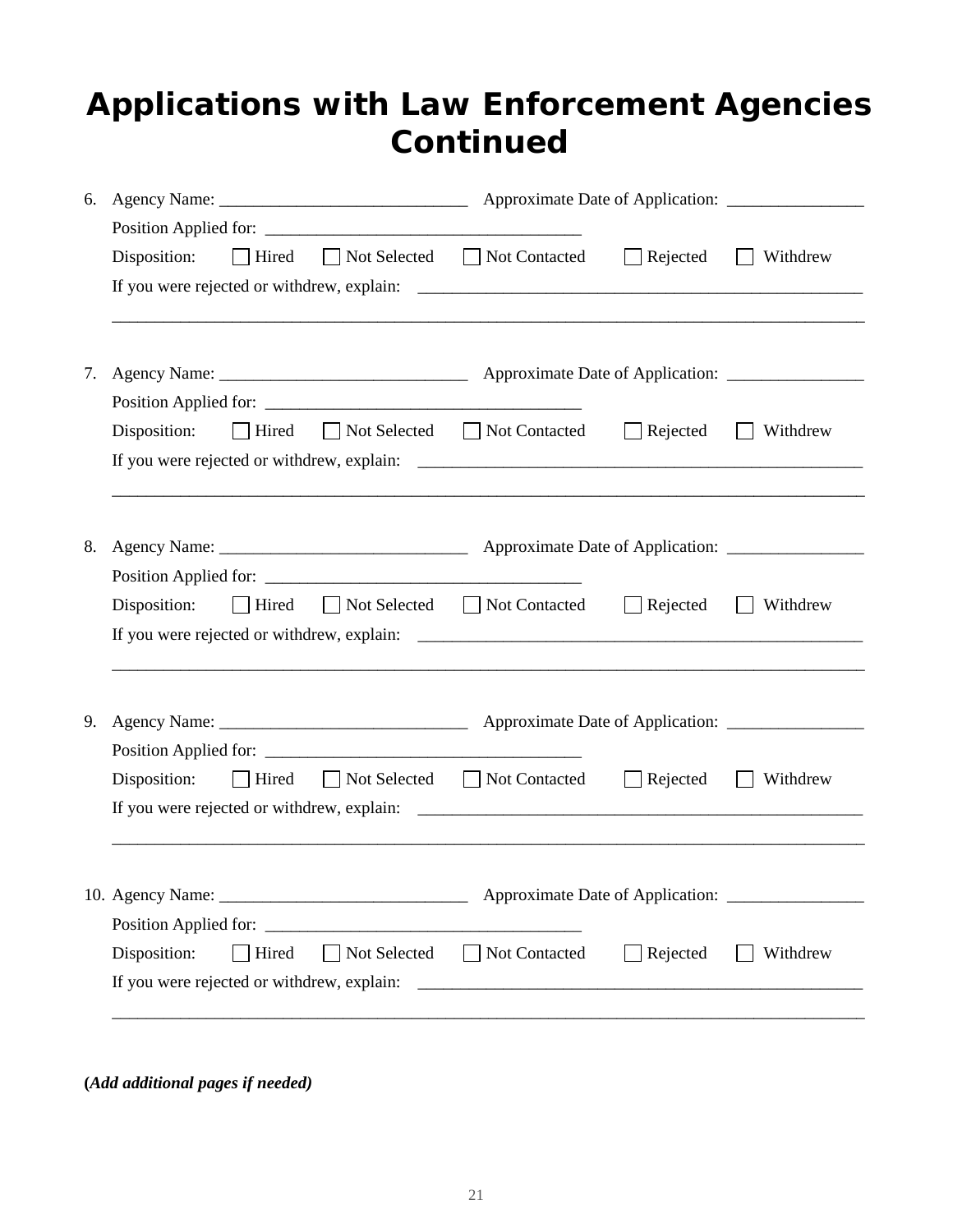# Applications with Law Enforcement Agencies Continued

6. Agency Name: _____________________________ Approximate Date of Application: ________________

   Position Applied for: _____________________________________

   Disposition: ☐ Hired ☐ Not Selected ☐ Not Contacted ☐ Rejected ☐ Withdrew

   If you were rejected or withdrew, explain: ______________________________________________________

   ___________________________________________________________________________________________

7. Agency Name: _____________________________ Approximate Date of Application: ________________

   Position Applied for: _____________________________________

   Disposition: ☐ Hired ☐ Not Selected ☐ Not Contacted ☐ Rejected ☐ Withdrew

   If you were rejected or withdrew, explain: ______________________________________________________

   ___________________________________________________________________________________________

8. Agency Name: _____________________________ Approximate Date of Application: ________________

   Position Applied for: _____________________________________

   Disposition: ☐ Hired ☐ Not Selected ☐ Not Contacted ☐ Rejected ☐ Withdrew

   If you were rejected or withdrew, explain: ______________________________________________________

   ___________________________________________________________________________________________

9. Agency Name: _____________________________ Approximate Date of Application: ________________

   Position Applied for: _____________________________________

   Disposition: ☐ Hired ☐ Not Selected ☐ Not Contacted ☐ Rejected ☐ Withdrew

   If you were rejected or withdrew, explain: ______________________________________________________

   ___________________________________________________________________________________________

10. Agency Name: _____________________________ Approximate Date of Application: ________________

    Position Applied for: _____________________________________

    Disposition: ☐ Hired ☐ Not Selected ☐ Not Contacted ☐ Rejected ☐ Withdrew

    If you were rejected or withdrew, explain: ______________________________________________________

    ___________________________________________________________________________________________

**(*Add additional pages if needed*)**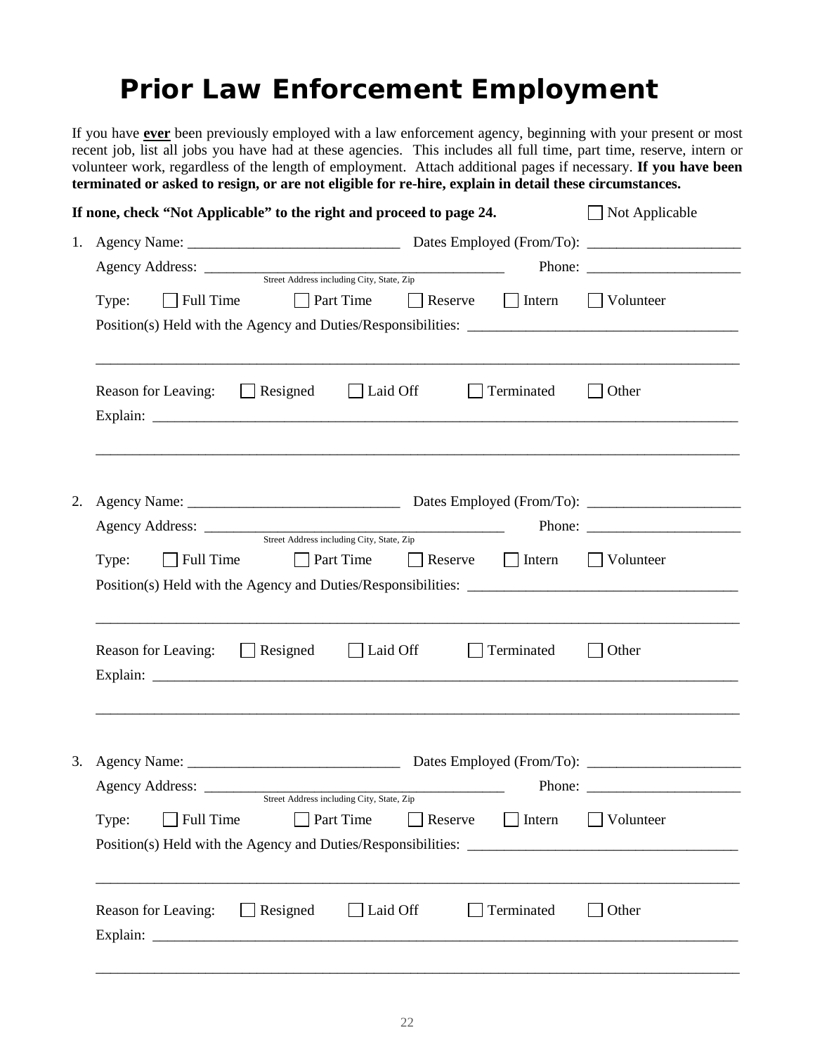# Prior Law Enforcement Employment

If you have **ever** been previously employed with a law enforcement agency, beginning with your present or most recent job, list all jobs you have had at these agencies. This includes all full time, part time, reserve, intern or volunteer work, regardless of the length of employment. Attach additional pages if necessary. **If you have been terminated or asked to resign, or are not eligible for re-hire, explain in detail these circumstances.**

**If none, check "Not Applicable" to the right and proceed to page 24.** ☐ Not Applicable

1. Agency Name: ____________________________ Dates Employed (From/To): ____________________

   Agency Address: ________________________________________ Phone: ____________________
   Street Address including City, State, Zip

   Type: ☐ Full Time ☐ Part Time ☐ Reserve ☐ Intern ☐ Volunteer

   Position(s) Held with the Agency and Duties/Responsibilities: ____________________________________

   ________________________________________________________________________________________

   Reason for Leaving: ☐ Resigned ☐ Laid Off ☐ Terminated ☐ Other

   Explain: ________________________________________________________________________________

   ________________________________________________________________________________________

2. Agency Name: ____________________________ Dates Employed (From/To): ____________________

   Agency Address: ________________________________________ Phone: ____________________
   Street Address including City, State, Zip

   Type: ☐ Full Time ☐ Part Time ☐ Reserve ☐ Intern ☐ Volunteer

   Position(s) Held with the Agency and Duties/Responsibilities: ____________________________________

   ________________________________________________________________________________________

   Reason for Leaving: ☐ Resigned ☐ Laid Off ☐ Terminated ☐ Other

   Explain: ________________________________________________________________________________

   ________________________________________________________________________________________

3. Agency Name: ____________________________ Dates Employed (From/To): ____________________

   Agency Address: ________________________________________ Phone: ____________________
   Street Address including City, State, Zip

   Type: ☐ Full Time ☐ Part Time ☐ Reserve ☐ Intern ☐ Volunteer

   Position(s) Held with the Agency and Duties/Responsibilities: ____________________________________

   ________________________________________________________________________________________

   Reason for Leaving: ☐ Resigned ☐ Laid Off ☐ Terminated ☐ Other

   Explain: ________________________________________________________________________________

   ________________________________________________________________________________________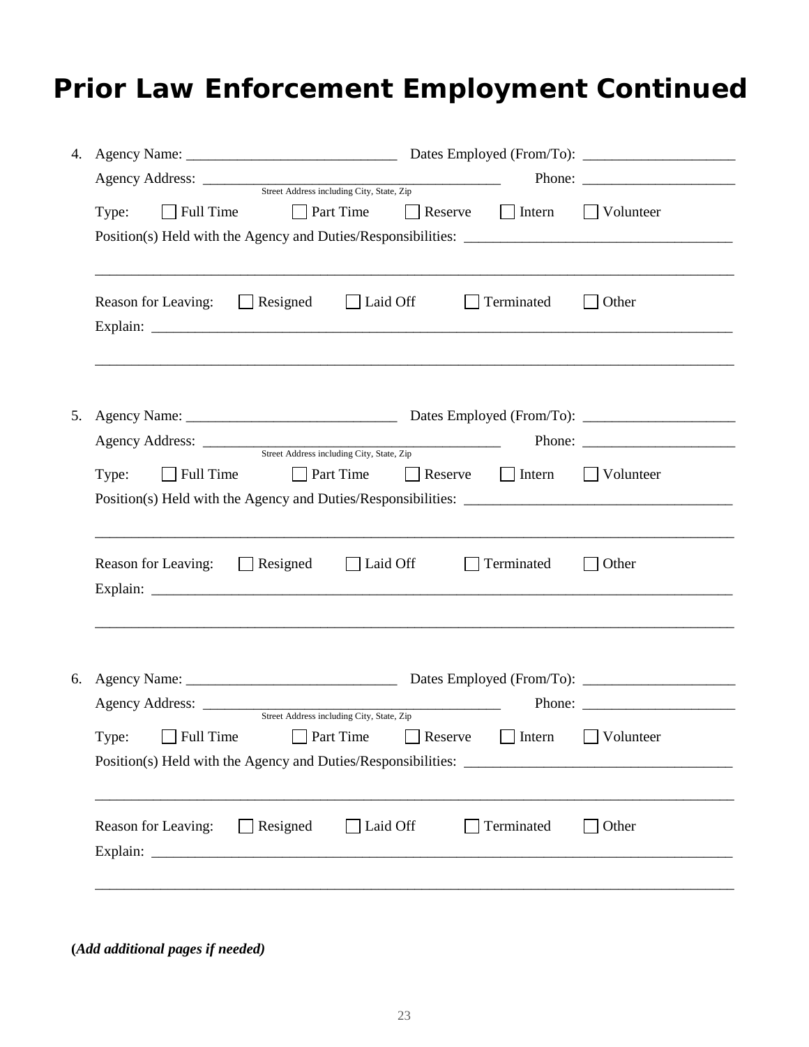# Prior Law Enforcement Employment Continued

4. Agency Name: ______________________________ Dates Employed (From/To): _____________________

   Agency Address: ________________________________________ Phone: _____________________
   Street Address including City, State, Zip

   Type: ☐ Full Time ☐ Part Time ☐ Reserve ☐ Intern ☐ Volunteer

   Position(s) Held with the Agency and Duties/Responsibilities: ____________________________________

   ___________________________________________________________________________________________

   Reason for Leaving: ☐ Resigned ☐ Laid Off ☐ Terminated ☐ Other

   Explain: ___________________________________________________________________________________

   ___________________________________________________________________________________________

5. Agency Name: ______________________________ Dates Employed (From/To): _____________________

   Agency Address: ________________________________________ Phone: _____________________
   Street Address including City, State, Zip

   Type: ☐ Full Time ☐ Part Time ☐ Reserve ☐ Intern ☐ Volunteer

   Position(s) Held with the Agency and Duties/Responsibilities: ____________________________________

   ___________________________________________________________________________________________

   Reason for Leaving: ☐ Resigned ☐ Laid Off ☐ Terminated ☐ Other

   Explain: ___________________________________________________________________________________

   ___________________________________________________________________________________________

6. Agency Name: ______________________________ Dates Employed (From/To): _____________________

   Agency Address: ________________________________________ Phone: _____________________
   Street Address including City, State, Zip

   Type: ☐ Full Time ☐ Part Time ☐ Reserve ☐ Intern ☐ Volunteer

   Position(s) Held with the Agency and Duties/Responsibilities: ____________________________________

   ___________________________________________________________________________________________

   Reason for Leaving: ☐ Resigned ☐ Laid Off ☐ Terminated ☐ Other

   Explain: ___________________________________________________________________________________

   ___________________________________________________________________________________________

**(*Add additional pages if needed)***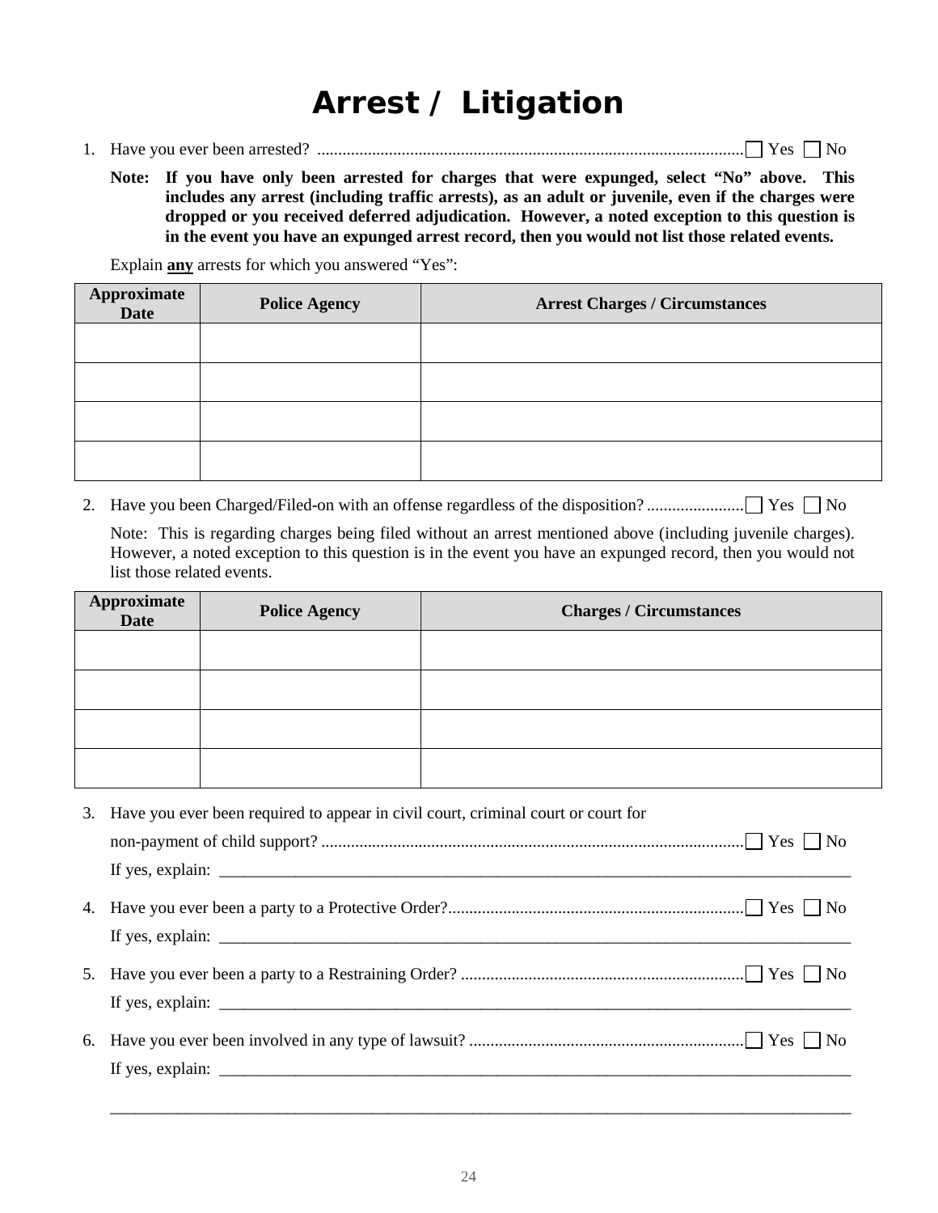# Arrest / Litigation

1. Have you ever been arrested? ☐ Yes ☐ No

   **Note: If you have only been arrested for charges that were expunged, select "No" above. This includes any arrest (including traffic arrests), as an adult or juvenile, even if the charges were dropped or you received deferred adjudication. However, a noted exception to this question is in the event you have an expunged arrest record, then you would not list those related events.**

   Explain **any** arrests for which you answered "Yes":

| Approximate Date | Police Agency | Arrest Charges / Circumstances |
|---|---|---|
| | | |
| | | |
| | | |
| | | |

2. Have you been Charged/Filed-on with an offense regardless of the disposition? ☐ Yes ☐ No

   Note: This is regarding charges being filed without an arrest mentioned above (including juvenile charges). However, a noted exception to this question is in the event you have an expunged record, then you would not list those related events.

| Approximate Date | Police Agency | Charges / Circumstances |
|---|---|---|
| | | |
| | | |
| | | |
| | | |

3. Have you ever been required to appear in civil court, criminal court or court for non-payment of child support? ☐ Yes ☐ No

   If yes, explain: ______________________________

4. Have you ever been a party to a Protective Order? ☐ Yes ☐ No

   If yes, explain: ______________________________

5. Have you ever been a party to a Restraining Order? ☐ Yes ☐ No

   If yes, explain: ______________________________

6. Have you ever been involved in any type of lawsuit? ☐ Yes ☐ No

   If yes, explain: ______________________________

   ______________________________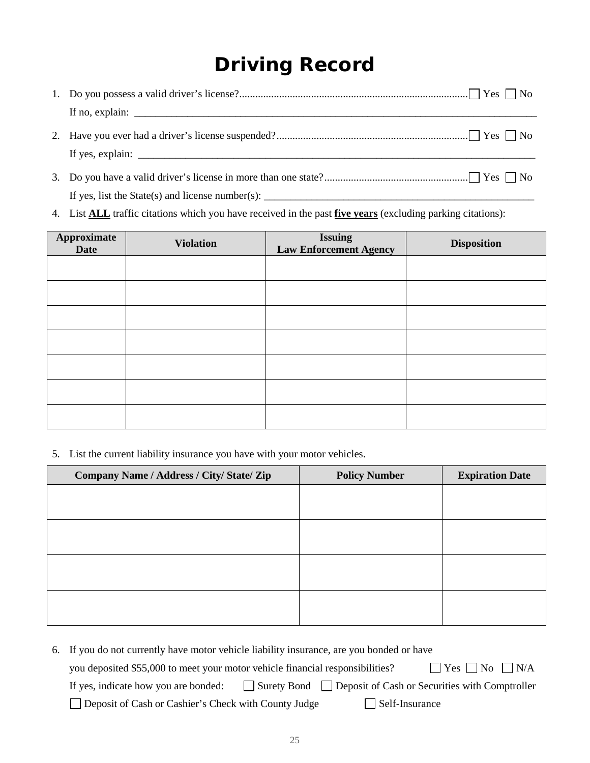# Driving Record

1. Do you possess a valid driver's license?..................................................................................... ☐ Yes ☐ No

   If no, explain: ________________________________________________________________________________

2. Have you ever had a driver's license suspended?........................................................................ ☐ Yes ☐ No

   If yes, explain: ________________________________________________________________________________

3. Do you have a valid driver's license in more than one state?...................................................... ☐ Yes ☐ No

   If yes, list the State(s) and license number(s): ______________________________________________________

4. List **ALL** traffic citations which you have received in the past **five years** (excluding parking citations):

| Approximate Date | Violation | Issuing Law Enforcement Agency | Disposition |
|---|---|---|---|
| | | | |
| | | | |
| | | | |
| | | | |
| | | | |
| | | | |
| | | | |

5. List the current liability insurance you have with your motor vehicles.

| Company Name / Address / City/ State/ Zip | Policy Number | Expiration Date |
|---|---|---|
| | | |
| | | |
| | | |
| | | |

6. If you do not currently have motor vehicle liability insurance, are you bonded or have you deposited $55,000 to meet your motor vehicle financial responsibilities? ☐ Yes ☐ No ☐ N/A

   If yes, indicate how you are bonded: ☐ Surety Bond ☐ Deposit of Cash or Securities with Comptroller

   ☐ Deposit of Cash or Cashier's Check with County Judge ☐ Self-Insurance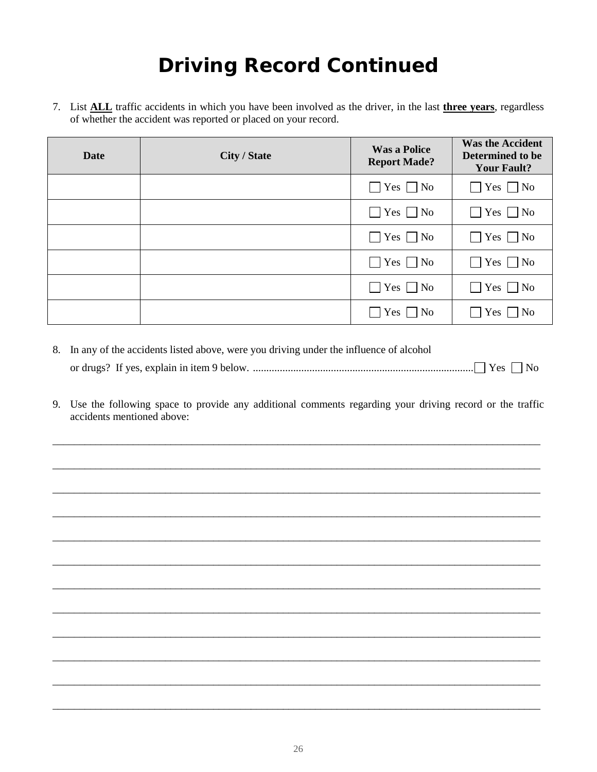# Driving Record Continued

7. List **ALL** traffic accidents in which you have been involved as the driver, in the last **three years**, regardless of whether the accident was reported or placed on your record.

| Date | City / State | Was a Police Report Made? | Was the Accident Determined to be Your Fault? |
|---|---|---|---|
| | | ☐ Yes ☐ No | ☐ Yes ☐ No |
| | | ☐ Yes ☐ No | ☐ Yes ☐ No |
| | | ☐ Yes ☐ No | ☐ Yes ☐ No |
| | | ☐ Yes ☐ No | ☐ Yes ☐ No |
| | | ☐ Yes ☐ No | ☐ Yes ☐ No |
| | | ☐ Yes ☐ No | ☐ Yes ☐ No |

8. In any of the accidents listed above, were you driving under the influence of alcohol or drugs? If yes, explain in item 9 below. .................................................................................. ☐ Yes ☐ No

9. Use the following space to provide any additional comments regarding your driving record or the traffic accidents mentioned above:

______________________________________________________________________________

______________________________________________________________________________

______________________________________________________________________________

______________________________________________________________________________

______________________________________________________________________________

______________________________________________________________________________

______________________________________________________________________________

______________________________________________________________________________

______________________________________________________________________________

______________________________________________________________________________

______________________________________________________________________________

______________________________________________________________________________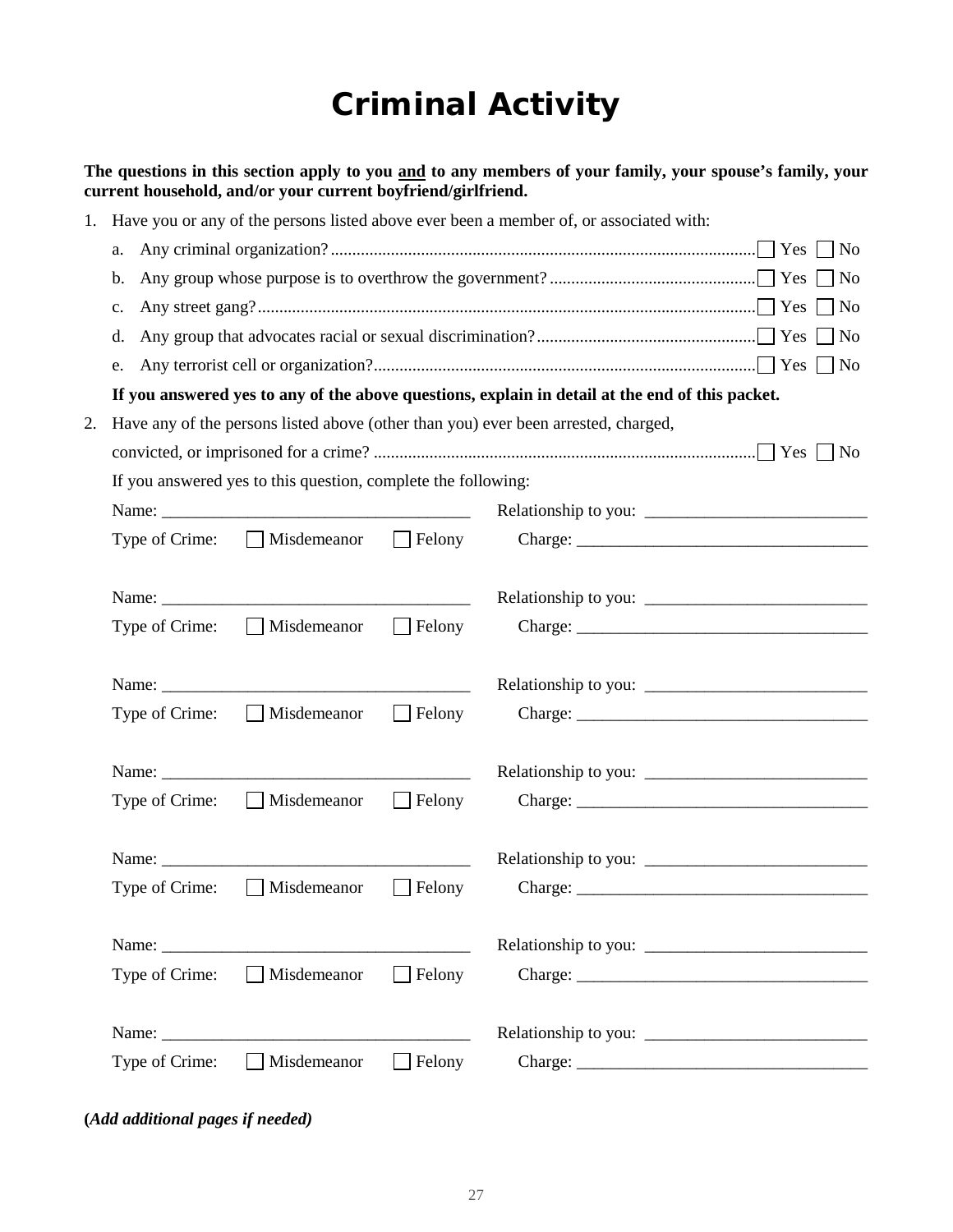# Criminal Activity

**The questions in this section apply to you <u>and</u> to any members of your family, your spouse's family, your current household, and/or your current boyfriend/girlfriend.**

1. Have you or any of the persons listed above ever been a member of, or associated with:

   a. Any criminal organization? ☐ Yes ☐ No

   b. Any group whose purpose is to overthrow the government? ☐ Yes ☐ No

   c. Any street gang? ☐ Yes ☐ No

   d. Any group that advocates racial or sexual discrimination? ☐ Yes ☐ No

   e. Any terrorist cell or organization? ☐ Yes ☐ No

   **If you answered yes to any of the above questions, explain in detail at the end of this packet.**

2. Have any of the persons listed above (other than you) ever been arrested, charged, convicted, or imprisoned for a crime? ☐ Yes ☐ No

   If you answered yes to this question, complete the following:

   Name: ____________________ Relationship to you: ____________________
   Type of Crime: ☐ Misdemeanor ☐ Felony Charge: ____________________

   Name: ____________________ Relationship to you: ____________________
   Type of Crime: ☐ Misdemeanor ☐ Felony Charge: ____________________

   Name: ____________________ Relationship to you: ____________________
   Type of Crime: ☐ Misdemeanor ☐ Felony Charge: ____________________

   Name: ____________________ Relationship to you: ____________________
   Type of Crime: ☐ Misdemeanor ☐ Felony Charge: ____________________

   Name: ____________________ Relationship to you: ____________________
   Type of Crime: ☐ Misdemeanor ☐ Felony Charge: ____________________

   Name: ____________________ Relationship to you: ____________________
   Type of Crime: ☐ Misdemeanor ☐ Felony Charge: ____________________

   Name: ____________________ Relationship to you: ____________________
   Type of Crime: ☐ Misdemeanor ☐ Felony Charge: ____________________

**(*Add additional pages if needed*)**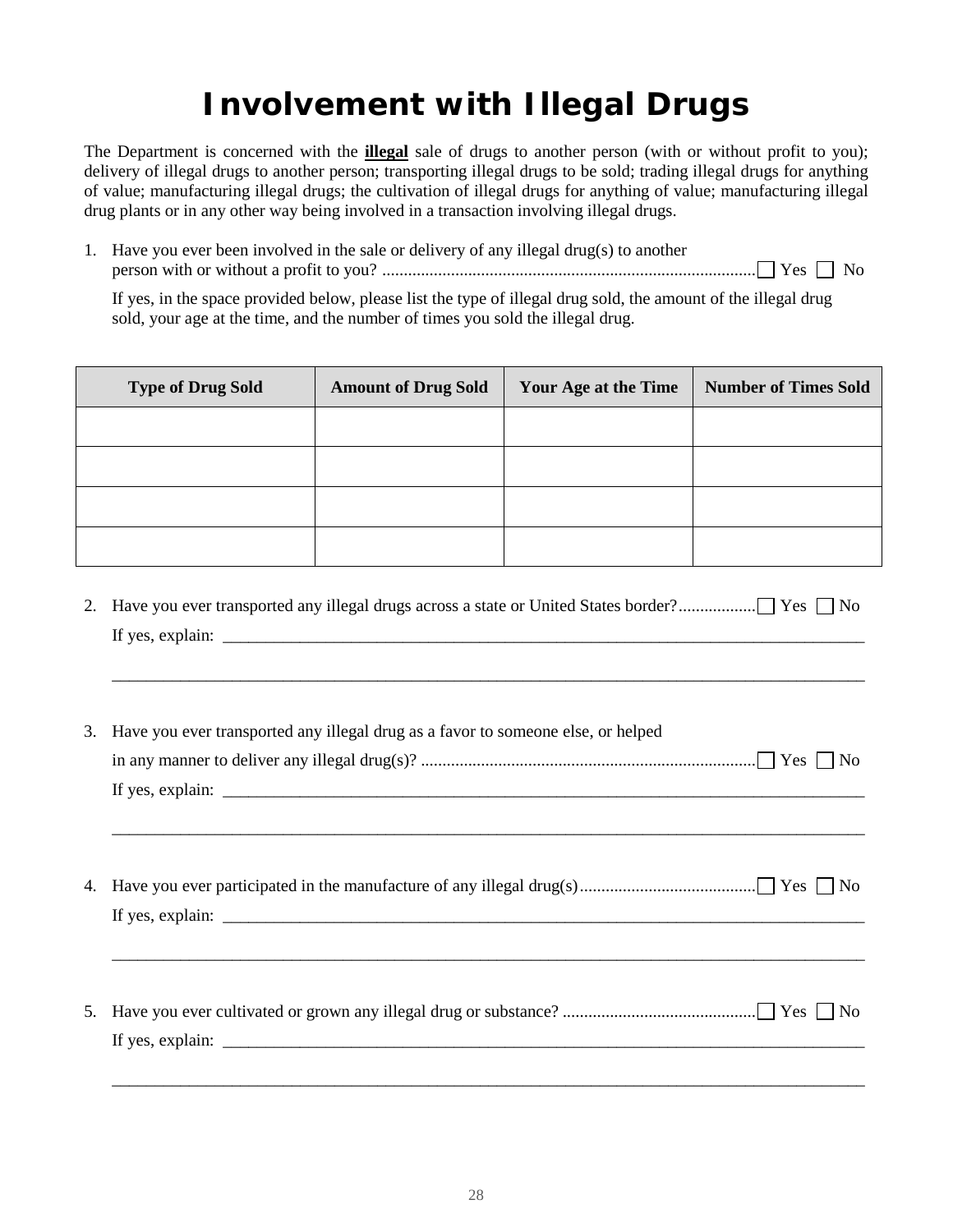# Involvement with Illegal Drugs

The Department is concerned with the **illegal** sale of drugs to another person (with or without profit to you); delivery of illegal drugs to another person; transporting illegal drugs to be sold; trading illegal drugs for anything of value; manufacturing illegal drugs; the cultivation of illegal drugs for anything of value; manufacturing illegal drug plants or in any other way being involved in a transaction involving illegal drugs.

1. Have you ever been involved in the sale or delivery of any illegal drug(s) to another person with or without a profit to you? ........................................................................................ ☐ Yes ☐ No

   If yes, in the space provided below, please list the type of illegal drug sold, the amount of the illegal drug sold, your age at the time, and the number of times you sold the illegal drug.

| Type of Drug Sold | Amount of Drug Sold | Your Age at the Time | Number of Times Sold |
|---|---|---|---|
| | | | |
| | | | |
| | | | |
| | | | |

2. Have you ever transported any illegal drugs across a state or United States border?.................. ☐ Yes ☐ No

   If yes, explain: ____________________________________________________________________________

   ____________________________________________________________________________________________

3. Have you ever transported any illegal drug as a favor to someone else, or helped in any manner to deliver any illegal drug(s)? ............................................................................. ☐ Yes ☐ No

   If yes, explain: ____________________________________________________________________________

   ____________________________________________________________________________________________

4. Have you ever participated in the manufacture of any illegal drug(s)......................................... ☐ Yes ☐ No

   If yes, explain: ____________________________________________________________________________

   ____________________________________________________________________________________________

5. Have you ever cultivated or grown any illegal drug or substance? ............................................. ☐ Yes ☐ No

   If yes, explain: ____________________________________________________________________________

   ____________________________________________________________________________________________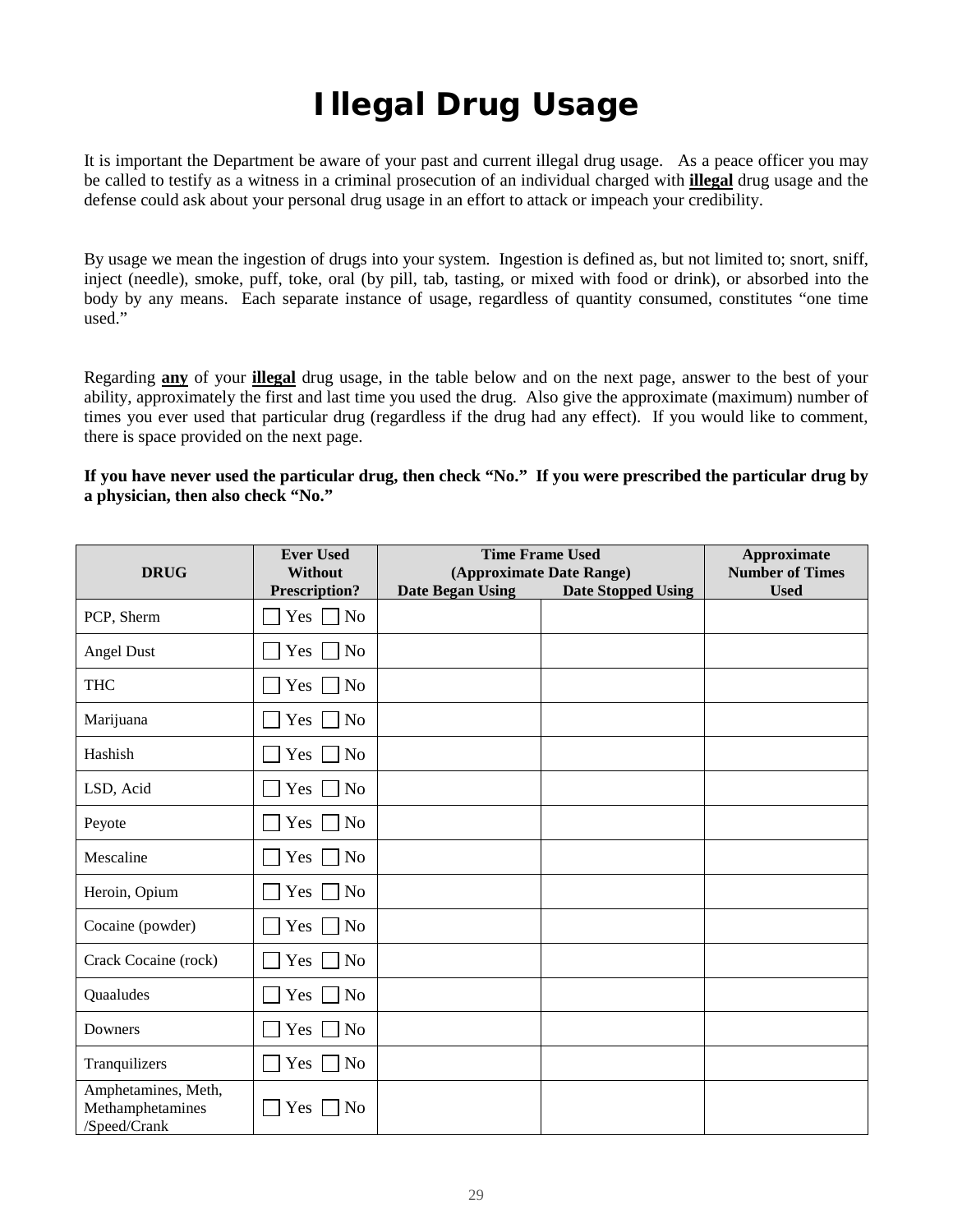# Illegal Drug Usage

It is important the Department be aware of your past and current illegal drug usage. As a peace officer you may be called to testify as a witness in a criminal prosecution of an individual charged with **illegal** drug usage and the defense could ask about your personal drug usage in an effort to attack or impeach your credibility.

By usage we mean the ingestion of drugs into your system. Ingestion is defined as, but not limited to; snort, sniff, inject (needle), smoke, puff, toke, oral (by pill, tab, tasting, or mixed with food or drink), or absorbed into the body by any means. Each separate instance of usage, regardless of quantity consumed, constitutes "one time used."

Regarding **any** of your **illegal** drug usage, in the table below and on the next page, answer to the best of your ability, approximately the first and last time you used the drug. Also give the approximate (maximum) number of times you ever used that particular drug (regardless if the drug had any effect). If you would like to comment, there is space provided on the next page.

**If you have never used the particular drug, then check "No." If you were prescribed the particular drug by a physician, then also check "No."**

| DRUG | Ever Used Without Prescription? | Time Frame Used (Approximate Date Range) | | Approximate Number of Times Used |
|---|---|---|---|---|
| | | Date Began Using | Date Stopped Using | |
| PCP, Sherm | ☐ Yes ☐ No | | | |
| Angel Dust | ☐ Yes ☐ No | | | |
| THC | ☐ Yes ☐ No | | | |
| Marijuana | ☐ Yes ☐ No | | | |
| Hashish | ☐ Yes ☐ No | | | |
| LSD, Acid | ☐ Yes ☐ No | | | |
| Peyote | ☐ Yes ☐ No | | | |
| Mescaline | ☐ Yes ☐ No | | | |
| Heroin, Opium | ☐ Yes ☐ No | | | |
| Cocaine (powder) | ☐ Yes ☐ No | | | |
| Crack Cocaine (rock) | ☐ Yes ☐ No | | | |
| Quaaludes | ☐ Yes ☐ No | | | |
| Downers | ☐ Yes ☐ No | | | |
| Tranquilizers | ☐ Yes ☐ No | | | |
| Amphetamines, Meth, Methamphetamines /Speed/Crank | ☐ Yes ☐ No | | | |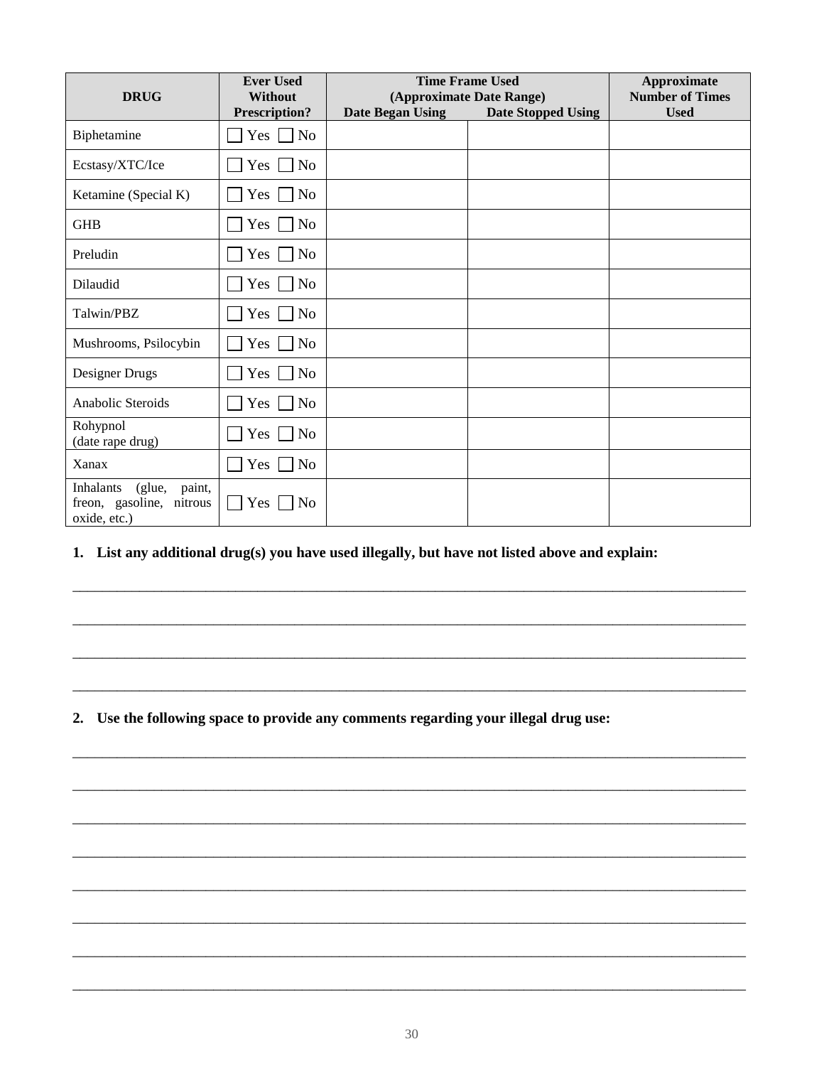| DRUG | Ever Used Without Prescription? | Time Frame Used (Approximate Date Range) Date Began Using | Date Stopped Using | Approximate Number of Times Used |
|---|---|---|---|---|
| Biphetamine | ☐ Yes ☐ No | | | |
| Ecstasy/XTC/Ice | ☐ Yes ☐ No | | | |
| Ketamine (Special K) | ☐ Yes ☐ No | | | |
| GHB | ☐ Yes ☐ No | | | |
| Preludin | ☐ Yes ☐ No | | | |
| Dilaudid | ☐ Yes ☐ No | | | |
| Talwin/PBZ | ☐ Yes ☐ No | | | |
| Mushrooms, Psilocybin | ☐ Yes ☐ No | | | |
| Designer Drugs | ☐ Yes ☐ No | | | |
| Anabolic Steroids | ☐ Yes ☐ No | | | |
| Rohypnol (date rape drug) | ☐ Yes ☐ No | | | |
| Xanax | ☐ Yes ☐ No | | | |
| Inhalants (glue, paint, freon, gasoline, nitrous oxide, etc.) | ☐ Yes ☐ No | | | |

**1. List any additional drug(s) you have used illegally, but have not listed above and explain:**

______________________________________________________________________________

______________________________________________________________________________

______________________________________________________________________________

______________________________________________________________________________

**2. Use the following space to provide any comments regarding your illegal drug use:**

______________________________________________________________________________

______________________________________________________________________________

______________________________________________________________________________

______________________________________________________________________________

______________________________________________________________________________

______________________________________________________________________________

______________________________________________________________________________

______________________________________________________________________________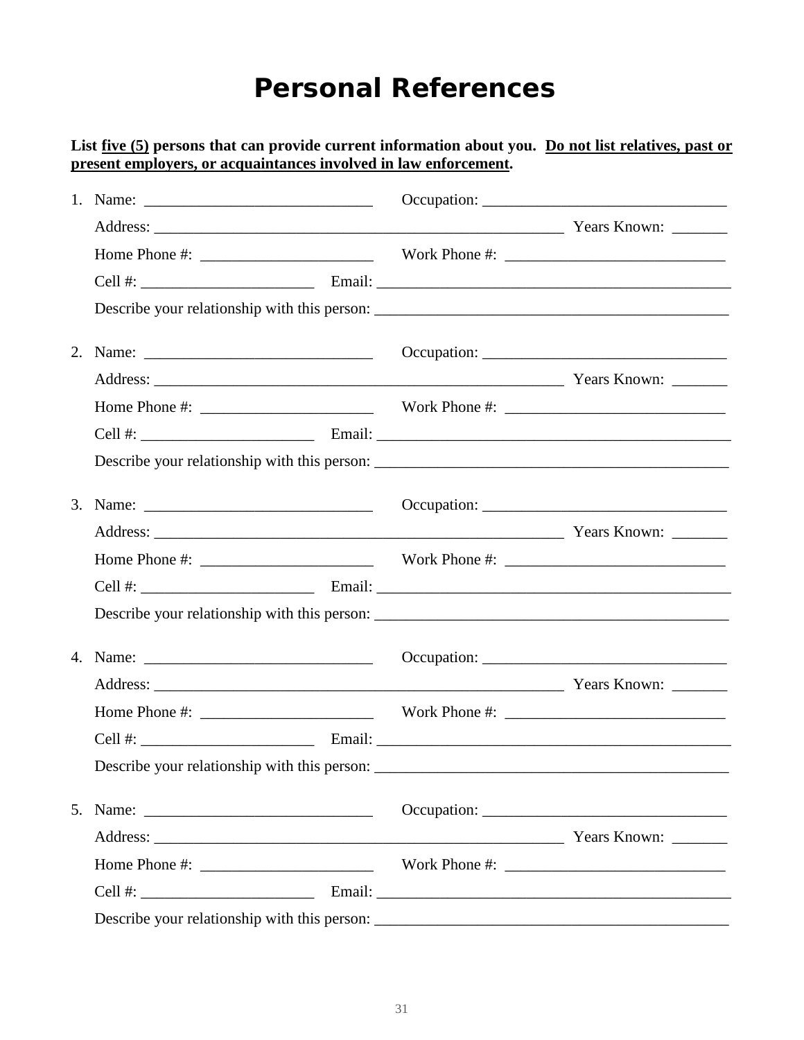# Personal References

**List <u>five (5)</u> persons that can provide current information about you. <u>Do not list relatives, past or present employers, or acquaintances involved in law enforcement</u>.**

1. Name: ______________________________ Occupation: ________________________________

   Address: ________________________________________________________ Years Known: _______

   Home Phone #: ______________________ Work Phone #: ____________________________

   Cell #: ______________________ Email: _____________________________________________

   Describe your relationship with this person: ______________________________________________

2. Name: ______________________________ Occupation: ________________________________

   Address: ________________________________________________________ Years Known: _______

   Home Phone #: ______________________ Work Phone #: ____________________________

   Cell #: ______________________ Email: _____________________________________________

   Describe your relationship with this person: ______________________________________________

3. Name: ______________________________ Occupation: ________________________________

   Address: ________________________________________________________ Years Known: _______

   Home Phone #: ______________________ Work Phone #: ____________________________

   Cell #: ______________________ Email: _____________________________________________

   Describe your relationship with this person: ______________________________________________

4. Name: ______________________________ Occupation: ________________________________

   Address: ________________________________________________________ Years Known: _______

   Home Phone #: ______________________ Work Phone #: ____________________________

   Cell #: ______________________ Email: _____________________________________________

   Describe your relationship with this person: ______________________________________________

5. Name: ______________________________ Occupation: ________________________________

   Address: ________________________________________________________ Years Known: _______

   Home Phone #: ______________________ Work Phone #: ____________________________

   Cell #: ______________________ Email: _____________________________________________

   Describe your relationship with this person: ______________________________________________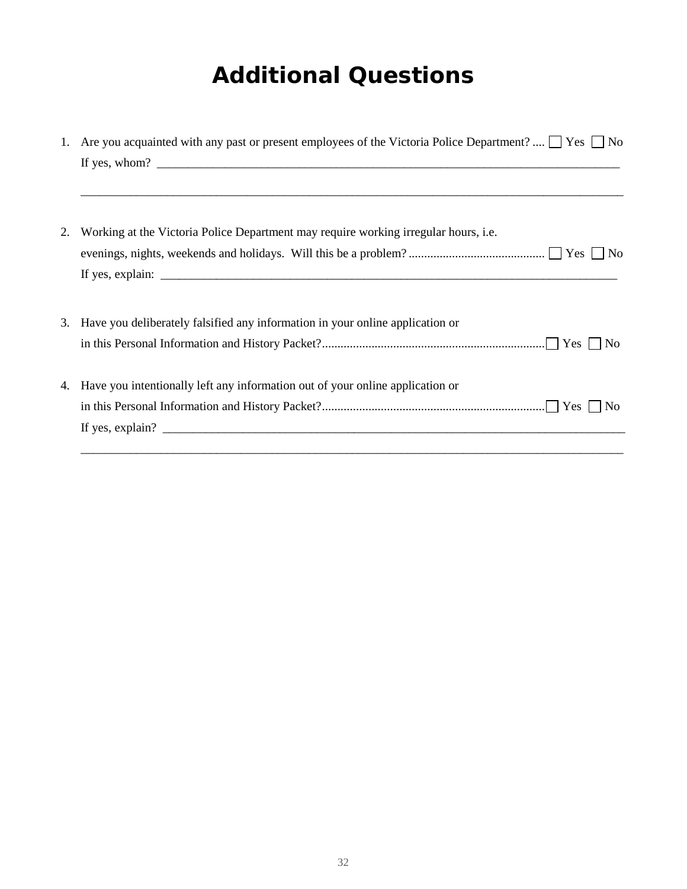# Additional Questions

1. Are you acquainted with any past or present employees of the Victoria Police Department? .... ☐ Yes ☐ No

   If yes, whom? ______________________________________________________________________________

   ______________________________________________________________________________________

2. Working at the Victoria Police Department may require working irregular hours, i.e. evenings, nights, weekends and holidays. Will this be a problem? ............................................ ☐ Yes ☐ No

   If yes, explain: ____________________________________________________________________________

3. Have you deliberately falsified any information in your online application or in this Personal Information and History Packet?........................................................................ ☐ Yes ☐ No

4. Have you intentionally left any information out of your online application or in this Personal Information and History Packet?........................................................................ ☐ Yes ☐ No

   If yes, explain? ____________________________________________________________________________

   ______________________________________________________________________________________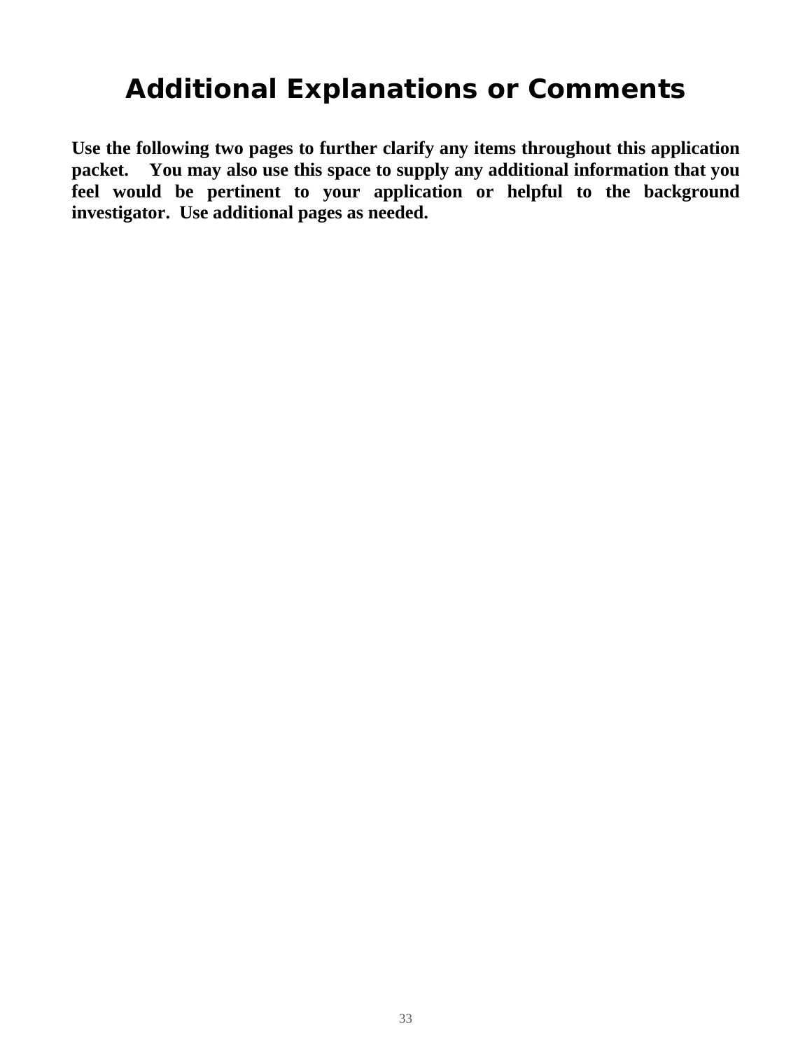# Additional Explanations or Comments

**Use the following two pages to further clarify any items throughout this application packet. You may also use this space to supply any additional information that you feel would be pertinent to your application or helpful to the background investigator. Use additional pages as needed.**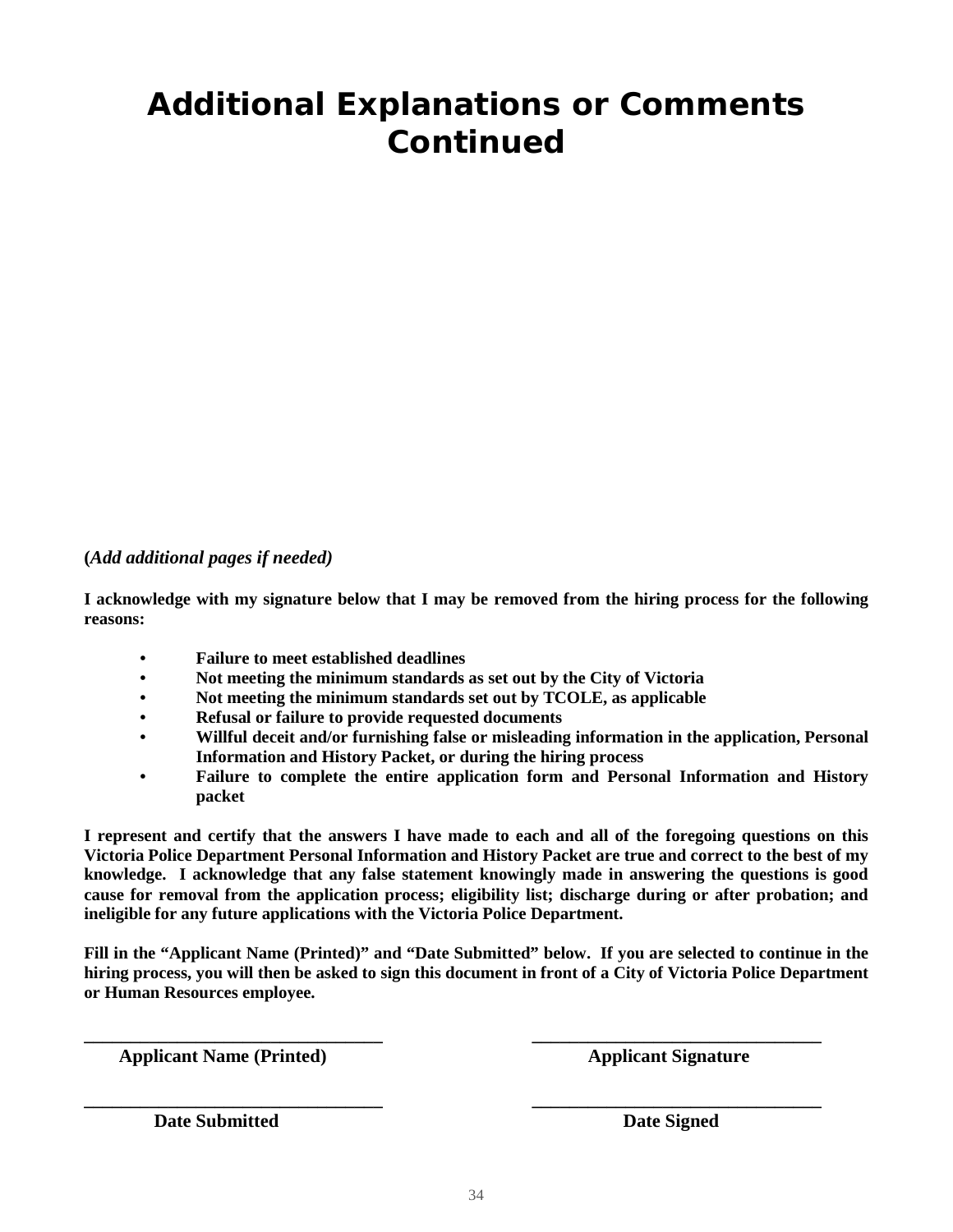# Additional Explanations or Comments Continued

(*Add additional pages if needed)*

**I acknowledge with my signature below that I may be removed from the hiring process for the following reasons:**

- **Failure to meet established deadlines**
- **Not meeting the minimum standards as set out by the City of Victoria**
- **Not meeting the minimum standards set out by TCOLE, as applicable**
- **Refusal or failure to provide requested documents**
- **Willful deceit and/or furnishing false or misleading information in the application, Personal Information and History Packet, or during the hiring process**
- **Failure to complete the entire application form and Personal Information and History packet**

**I represent and certify that the answers I have made to each and all of the foregoing questions on this Victoria Police Department Personal Information and History Packet are true and correct to the best of my knowledge. I acknowledge that any false statement knowingly made in answering the questions is good cause for removal from the application process; eligibility list; discharge during or after probation; and ineligible for any future applications with the Victoria Police Department.**

**Fill in the "Applicant Name (Printed)" and "Date Submitted" below. If you are selected to continue in the hiring process, you will then be asked to sign this document in front of a City of Victoria Police Department or Human Resources employee.**

| | |
|---|---|
| ______________________________ | ______________________________ |
| **Applicant Name (Printed)** | **Applicant Signature** |
| ______________________________ | ______________________________ |
| **Date Submitted** | **Date Signed** |